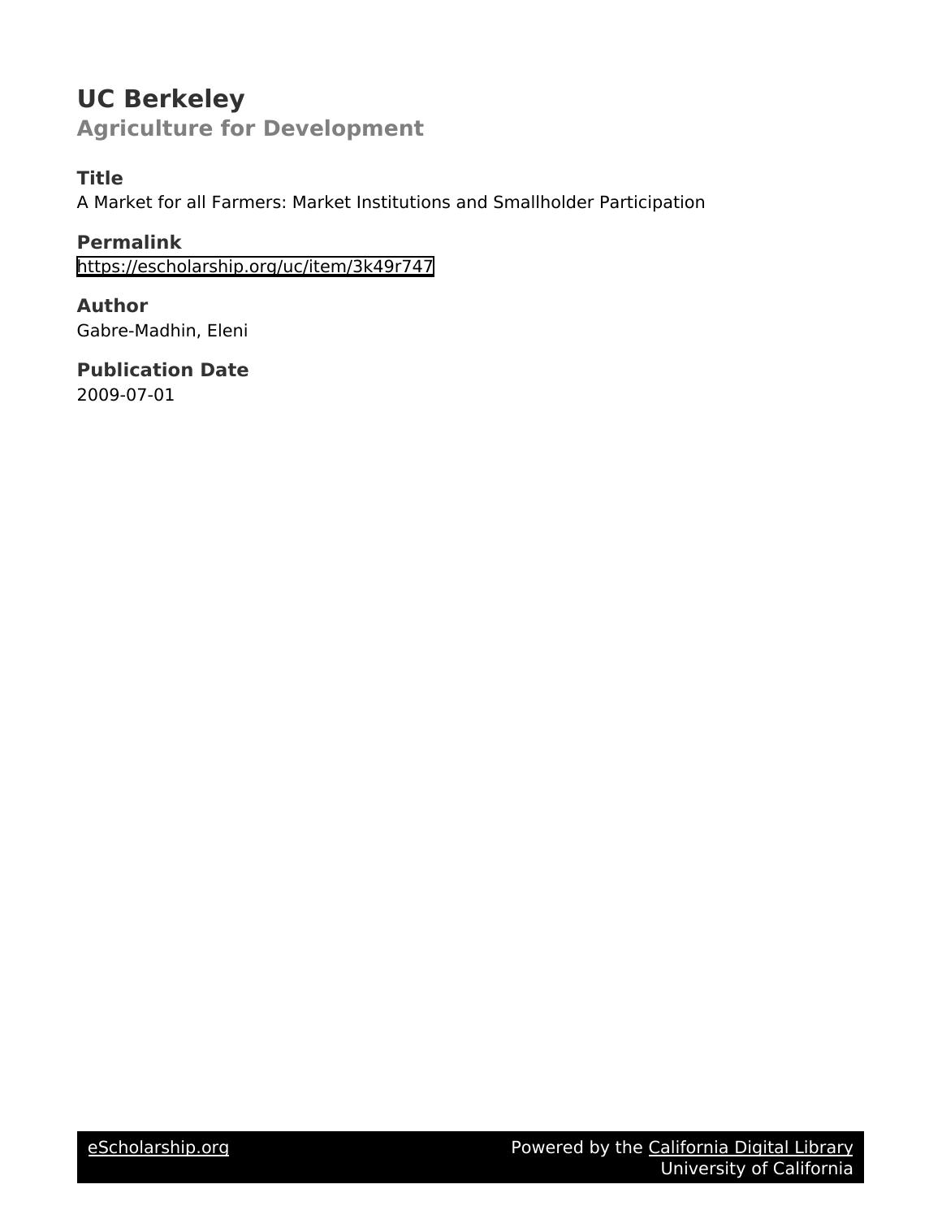# UC Berkeley

## Agriculture for Development

### Title

A Market for all Farmers: Market Institutions and Smallholder Participation

### Permalink

https://escholarship.org/uc/item/3k49r747

### Author

Gabre-Madhin, Eleni

### Publication Date

2009-07-01

eScholarship.org Powered by the California Digital Library University of California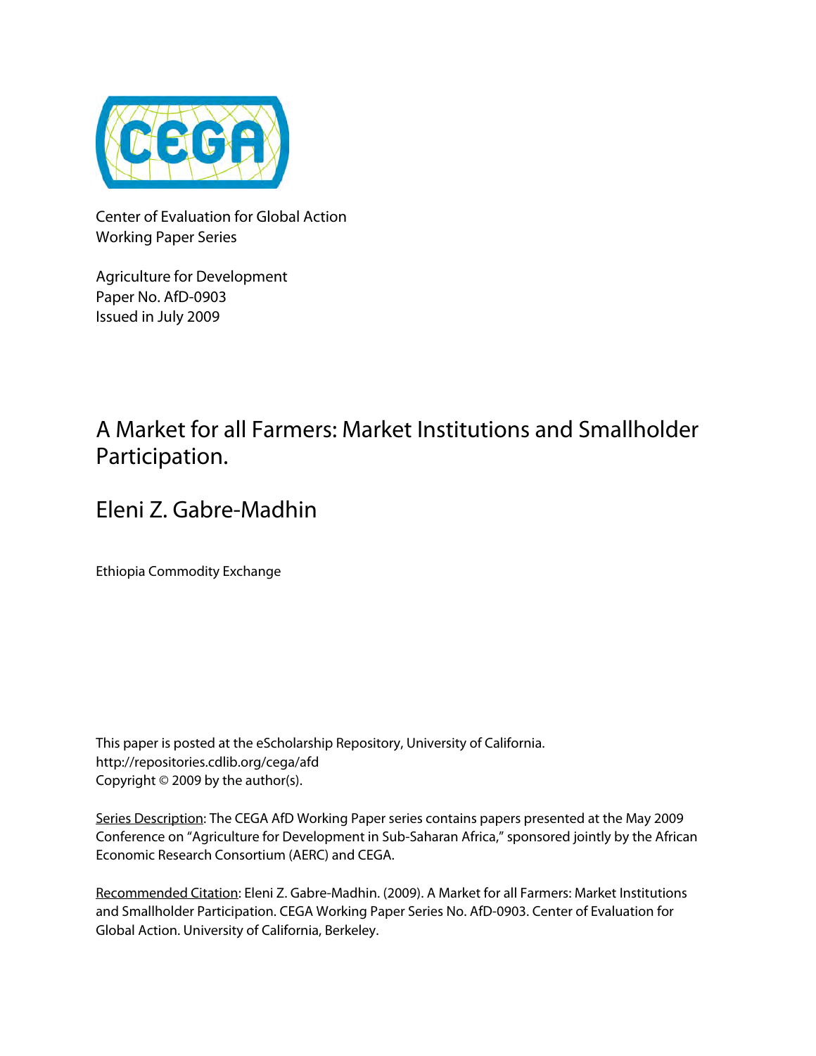Center of Evaluation for Global Action
Working Paper Series

Agriculture for Development
Paper No. AfD-0903
Issued in July 2009

# A Market for all Farmers: Market Institutions and Smallholder Participation.

## Eleni Z. Gabre-Madhin

Ethiopia Commodity Exchange

This paper is posted at the eScholarship Repository, University of California.
http://repositories.cdlib.org/cega/afd
Copyright © 2009 by the author(s).

Series Description: The CEGA AfD Working Paper series contains papers presented at the May 2009 Conference on "Agriculture for Development in Sub-Saharan Africa," sponsored jointly by the African Economic Research Consortium (AERC) and CEGA.

Recommended Citation: Eleni Z. Gabre-Madhin. (2009). A Market for all Farmers: Market Institutions and Smallholder Participation. CEGA Working Paper Series No. AfD-0903. Center of Evaluation for Global Action. University of California, Berkeley.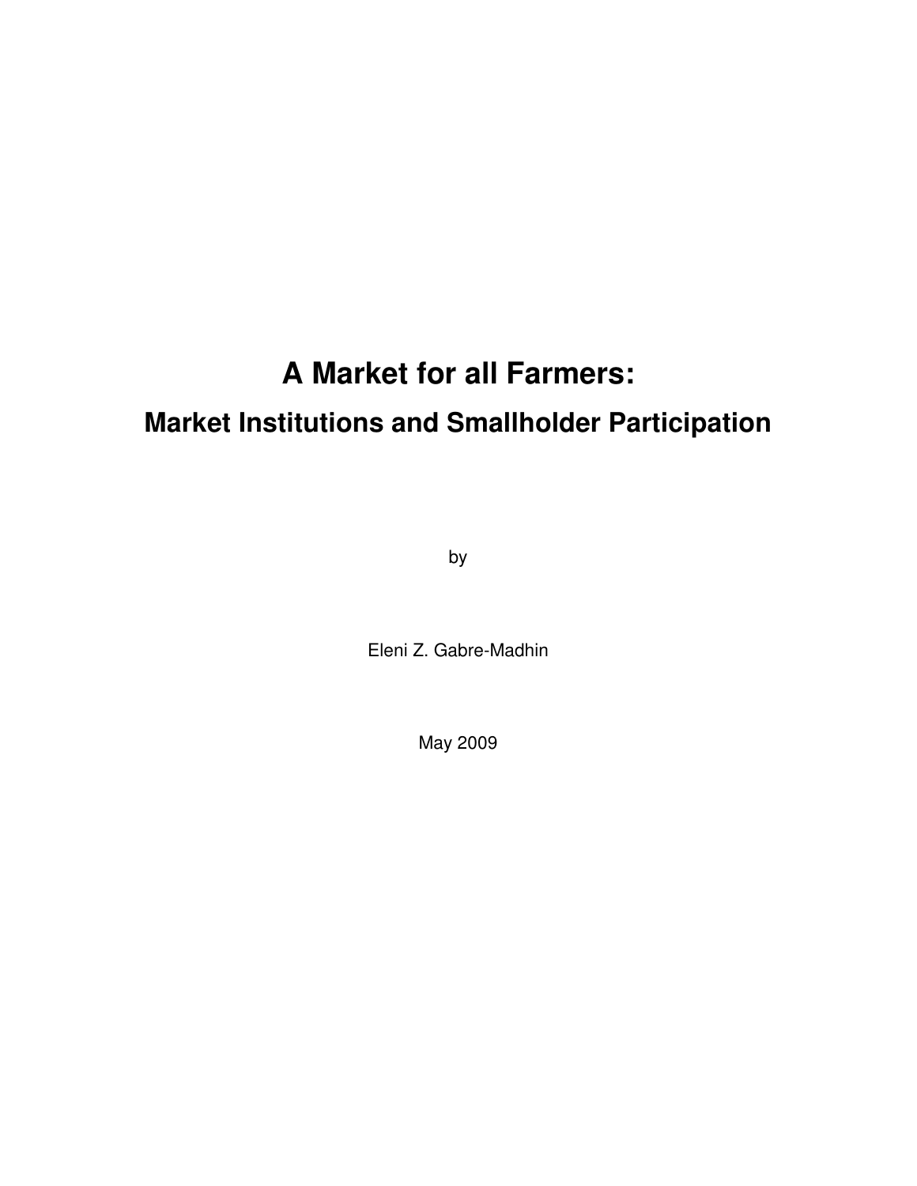# A Market for all Farmers:

## Market Institutions and Smallholder Participation

by

Eleni Z. Gabre-Madhin

May 2009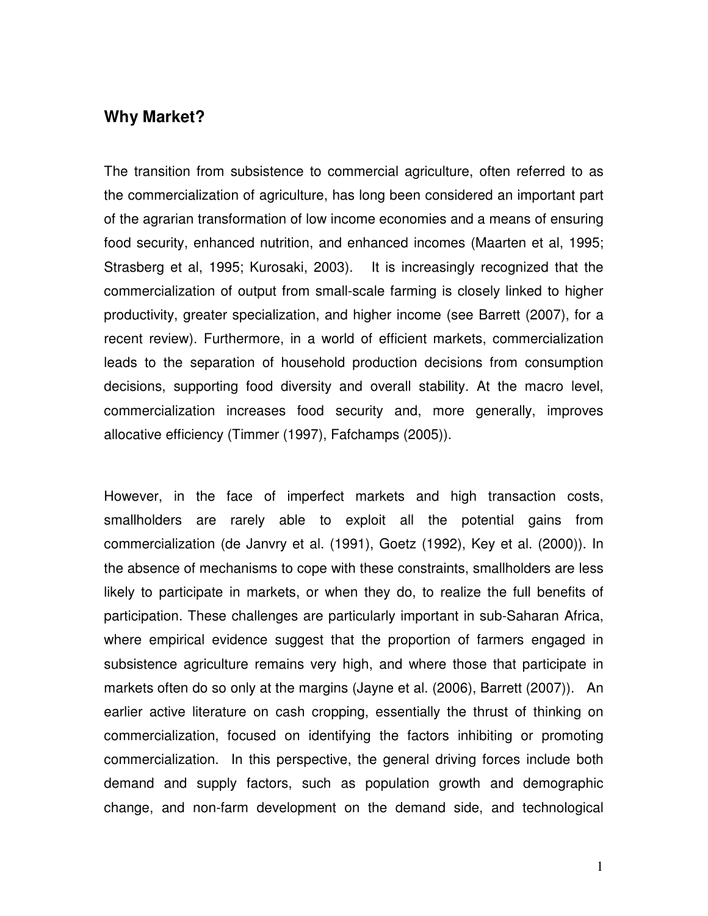## Why Market?

The transition from subsistence to commercial agriculture, often referred to as the commercialization of agriculture, has long been considered an important part of the agrarian transformation of low income economies and a means of ensuring food security, enhanced nutrition, and enhanced incomes (Maarten et al, 1995; Strasberg et al, 1995; Kurosaki, 2003). It is increasingly recognized that the commercialization of output from small-scale farming is closely linked to higher productivity, greater specialization, and higher income (see Barrett (2007), for a recent review). Furthermore, in a world of efficient markets, commercialization leads to the separation of household production decisions from consumption decisions, supporting food diversity and overall stability. At the macro level, commercialization increases food security and, more generally, improves allocative efficiency (Timmer (1997), Fafchamps (2005)).

However, in the face of imperfect markets and high transaction costs, smallholders are rarely able to exploit all the potential gains from commercialization (de Janvry et al. (1991), Goetz (1992), Key et al. (2000)). In the absence of mechanisms to cope with these constraints, smallholders are less likely to participate in markets, or when they do, to realize the full benefits of participation. These challenges are particularly important in sub-Saharan Africa, where empirical evidence suggest that the proportion of farmers engaged in subsistence agriculture remains very high, and where those that participate in markets often do so only at the margins (Jayne et al. (2006), Barrett (2007)). An earlier active literature on cash cropping, essentially the thrust of thinking on commercialization, focused on identifying the factors inhibiting or promoting commercialization. In this perspective, the general driving forces include both demand and supply factors, such as population growth and demographic change, and non-farm development on the demand side, and technological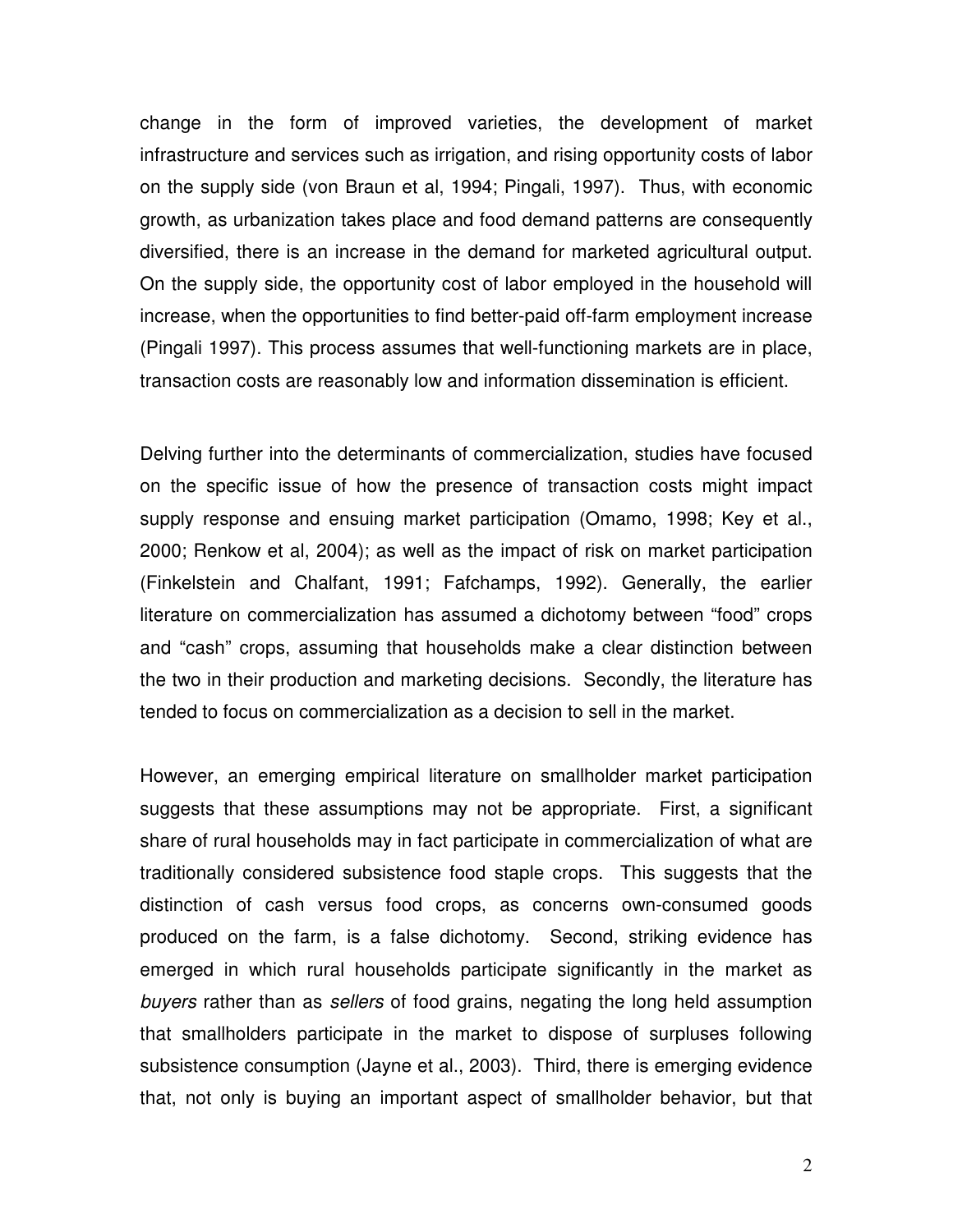change in the form of improved varieties, the development of market infrastructure and services such as irrigation, and rising opportunity costs of labor on the supply side (von Braun et al, 1994; Pingali, 1997). Thus, with economic growth, as urbanization takes place and food demand patterns are consequently diversified, there is an increase in the demand for marketed agricultural output. On the supply side, the opportunity cost of labor employed in the household will increase, when the opportunities to find better-paid off-farm employment increase (Pingali 1997). This process assumes that well-functioning markets are in place, transaction costs are reasonably low and information dissemination is efficient.

Delving further into the determinants of commercialization, studies have focused on the specific issue of how the presence of transaction costs might impact supply response and ensuing market participation (Omamo, 1998; Key et al., 2000; Renkow et al, 2004); as well as the impact of risk on market participation (Finkelstein and Chalfant, 1991; Fafchamps, 1992). Generally, the earlier literature on commercialization has assumed a dichotomy between "food" crops and "cash" crops, assuming that households make a clear distinction between the two in their production and marketing decisions. Secondly, the literature has tended to focus on commercialization as a decision to sell in the market.

However, an emerging empirical literature on smallholder market participation suggests that these assumptions may not be appropriate. First, a significant share of rural households may in fact participate in commercialization of what are traditionally considered subsistence food staple crops. This suggests that the distinction of cash versus food crops, as concerns own-consumed goods produced on the farm, is a false dichotomy. Second, striking evidence has emerged in which rural households participate significantly in the market as *buyers* rather than as *sellers* of food grains, negating the long held assumption that smallholders participate in the market to dispose of surpluses following subsistence consumption (Jayne et al., 2003). Third, there is emerging evidence that, not only is buying an important aspect of smallholder behavior, but that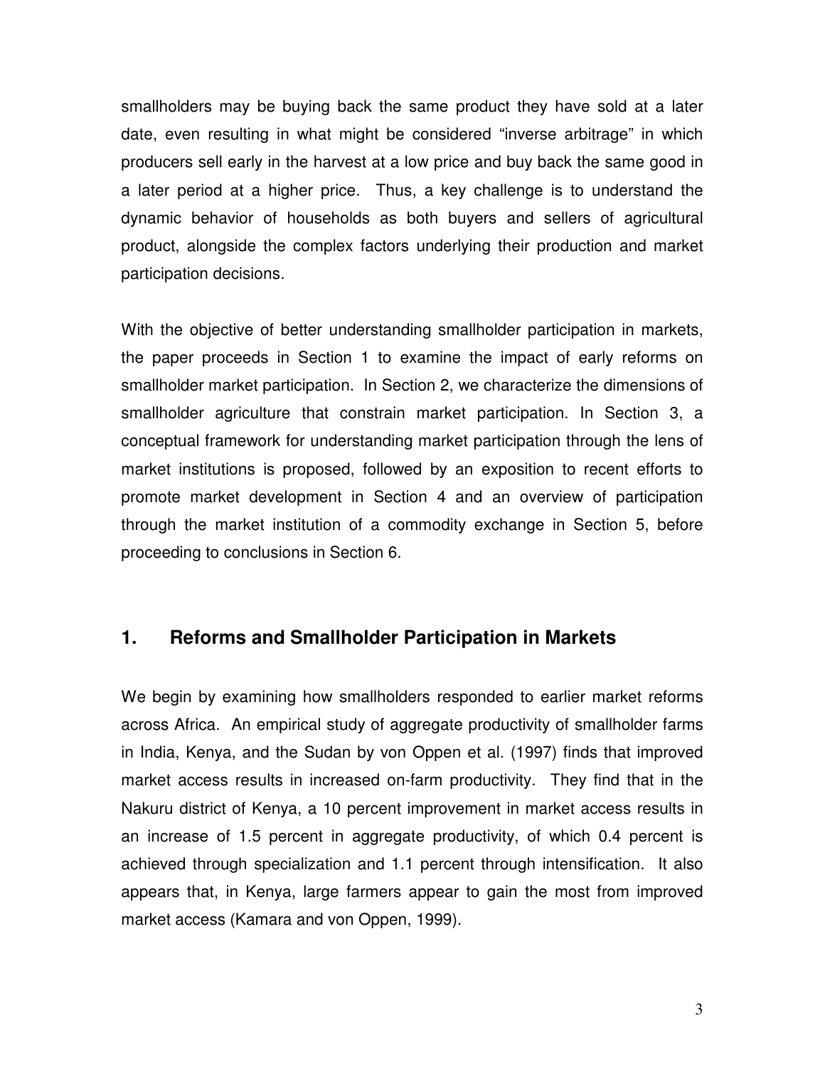smallholders may be buying back the same product they have sold at a later date, even resulting in what might be considered "inverse arbitrage" in which producers sell early in the harvest at a low price and buy back the same good in a later period at a higher price. Thus, a key challenge is to understand the dynamic behavior of households as both buyers and sellers of agricultural product, alongside the complex factors underlying their production and market participation decisions.

With the objective of better understanding smallholder participation in markets, the paper proceeds in Section 1 to examine the impact of early reforms on smallholder market participation. In Section 2, we characterize the dimensions of smallholder agriculture that constrain market participation. In Section 3, a conceptual framework for understanding market participation through the lens of market institutions is proposed, followed by an exposition to recent efforts to promote market development in Section 4 and an overview of participation through the market institution of a commodity exchange in Section 5, before proceeding to conclusions in Section 6.

## 1. Reforms and Smallholder Participation in Markets

We begin by examining how smallholders responded to earlier market reforms across Africa. An empirical study of aggregate productivity of smallholder farms in India, Kenya, and the Sudan by von Oppen et al. (1997) finds that improved market access results in increased on-farm productivity. They find that in the Nakuru district of Kenya, a 10 percent improvement in market access results in an increase of 1.5 percent in aggregate productivity, of which 0.4 percent is achieved through specialization and 1.1 percent through intensification. It also appears that, in Kenya, large farmers appear to gain the most from improved market access (Kamara and von Oppen, 1999).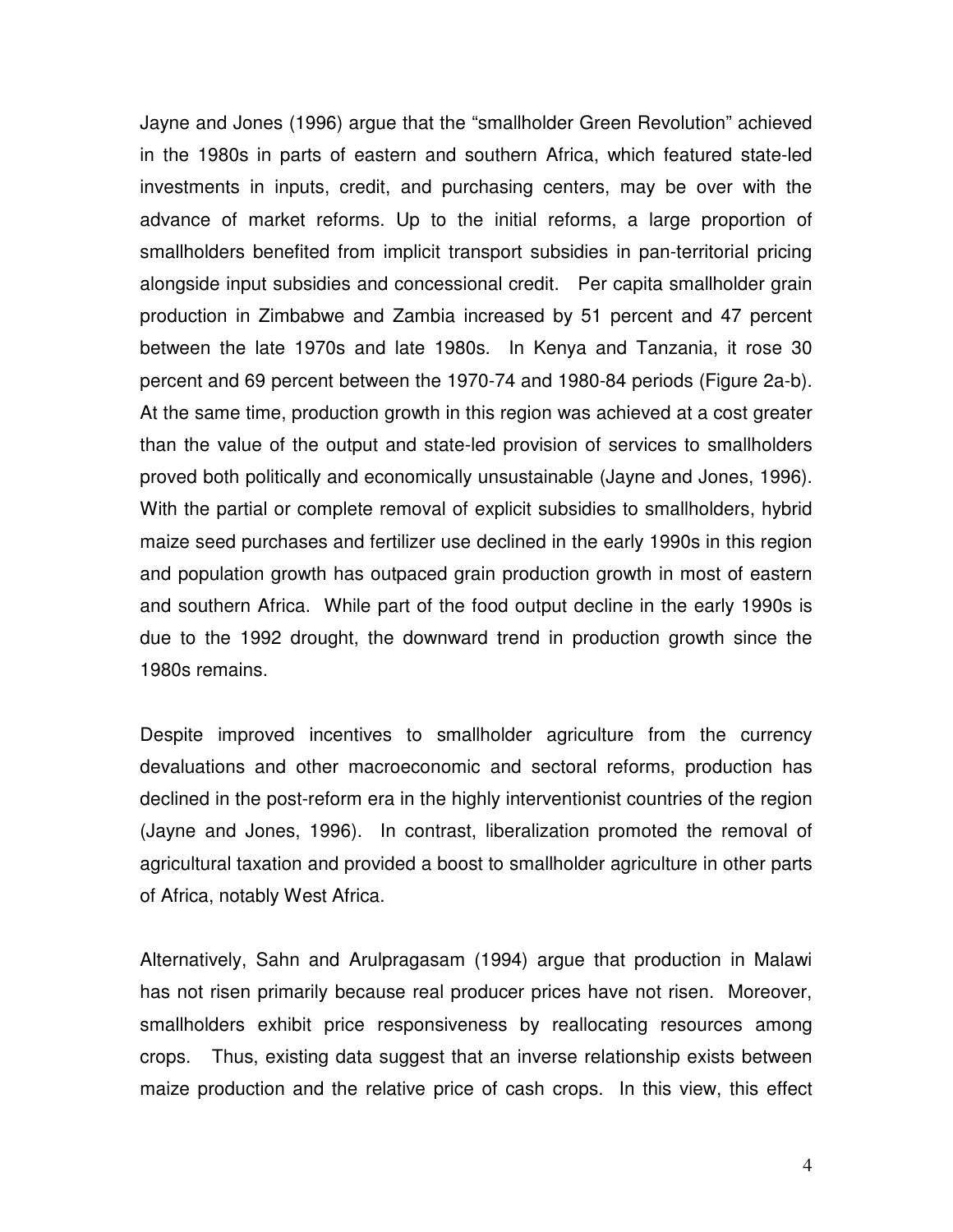Jayne and Jones (1996) argue that the "smallholder Green Revolution" achieved in the 1980s in parts of eastern and southern Africa, which featured state-led investments in inputs, credit, and purchasing centers, may be over with the advance of market reforms. Up to the initial reforms, a large proportion of smallholders benefited from implicit transport subsidies in pan-territorial pricing alongside input subsidies and concessional credit. Per capita smallholder grain production in Zimbabwe and Zambia increased by 51 percent and 47 percent between the late 1970s and late 1980s. In Kenya and Tanzania, it rose 30 percent and 69 percent between the 1970-74 and 1980-84 periods (Figure 2a-b). At the same time, production growth in this region was achieved at a cost greater than the value of the output and state-led provision of services to smallholders proved both politically and economically unsustainable (Jayne and Jones, 1996). With the partial or complete removal of explicit subsidies to smallholders, hybrid maize seed purchases and fertilizer use declined in the early 1990s in this region and population growth has outpaced grain production growth in most of eastern and southern Africa. While part of the food output decline in the early 1990s is due to the 1992 drought, the downward trend in production growth since the 1980s remains.

Despite improved incentives to smallholder agriculture from the currency devaluations and other macroeconomic and sectoral reforms, production has declined in the post-reform era in the highly interventionist countries of the region (Jayne and Jones, 1996). In contrast, liberalization promoted the removal of agricultural taxation and provided a boost to smallholder agriculture in other parts of Africa, notably West Africa.

Alternatively, Sahn and Arulpragasam (1994) argue that production in Malawi has not risen primarily because real producer prices have not risen. Moreover, smallholders exhibit price responsiveness by reallocating resources among crops. Thus, existing data suggest that an inverse relationship exists between maize production and the relative price of cash crops. In this view, this effect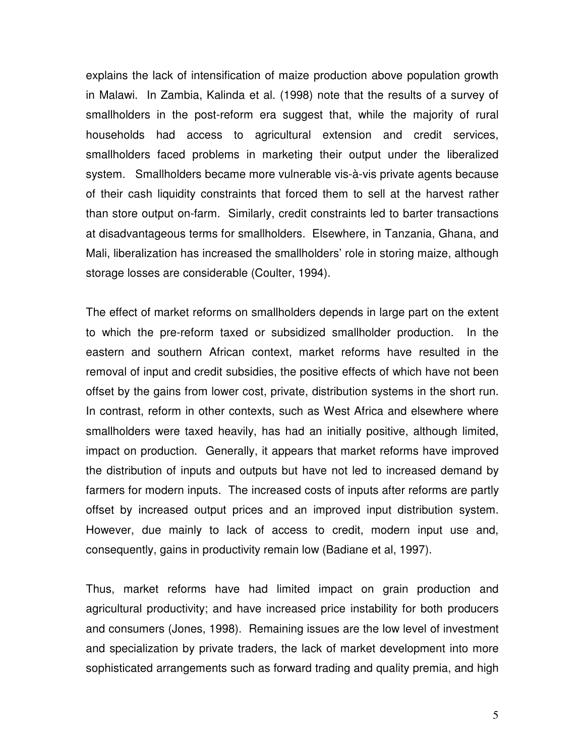explains the lack of intensification of maize production above population growth in Malawi. In Zambia, Kalinda et al. (1998) note that the results of a survey of smallholders in the post-reform era suggest that, while the majority of rural households had access to agricultural extension and credit services, smallholders faced problems in marketing their output under the liberalized system. Smallholders became more vulnerable vis-à-vis private agents because of their cash liquidity constraints that forced them to sell at the harvest rather than store output on-farm. Similarly, credit constraints led to barter transactions at disadvantageous terms for smallholders. Elsewhere, in Tanzania, Ghana, and Mali, liberalization has increased the smallholders' role in storing maize, although storage losses are considerable (Coulter, 1994).

The effect of market reforms on smallholders depends in large part on the extent to which the pre-reform taxed or subsidized smallholder production. In the eastern and southern African context, market reforms have resulted in the removal of input and credit subsidies, the positive effects of which have not been offset by the gains from lower cost, private, distribution systems in the short run. In contrast, reform in other contexts, such as West Africa and elsewhere where smallholders were taxed heavily, has had an initially positive, although limited, impact on production. Generally, it appears that market reforms have improved the distribution of inputs and outputs but have not led to increased demand by farmers for modern inputs. The increased costs of inputs after reforms are partly offset by increased output prices and an improved input distribution system. However, due mainly to lack of access to credit, modern input use and, consequently, gains in productivity remain low (Badiane et al, 1997).

Thus, market reforms have had limited impact on grain production and agricultural productivity; and have increased price instability for both producers and consumers (Jones, 1998). Remaining issues are the low level of investment and specialization by private traders, the lack of market development into more sophisticated arrangements such as forward trading and quality premia, and high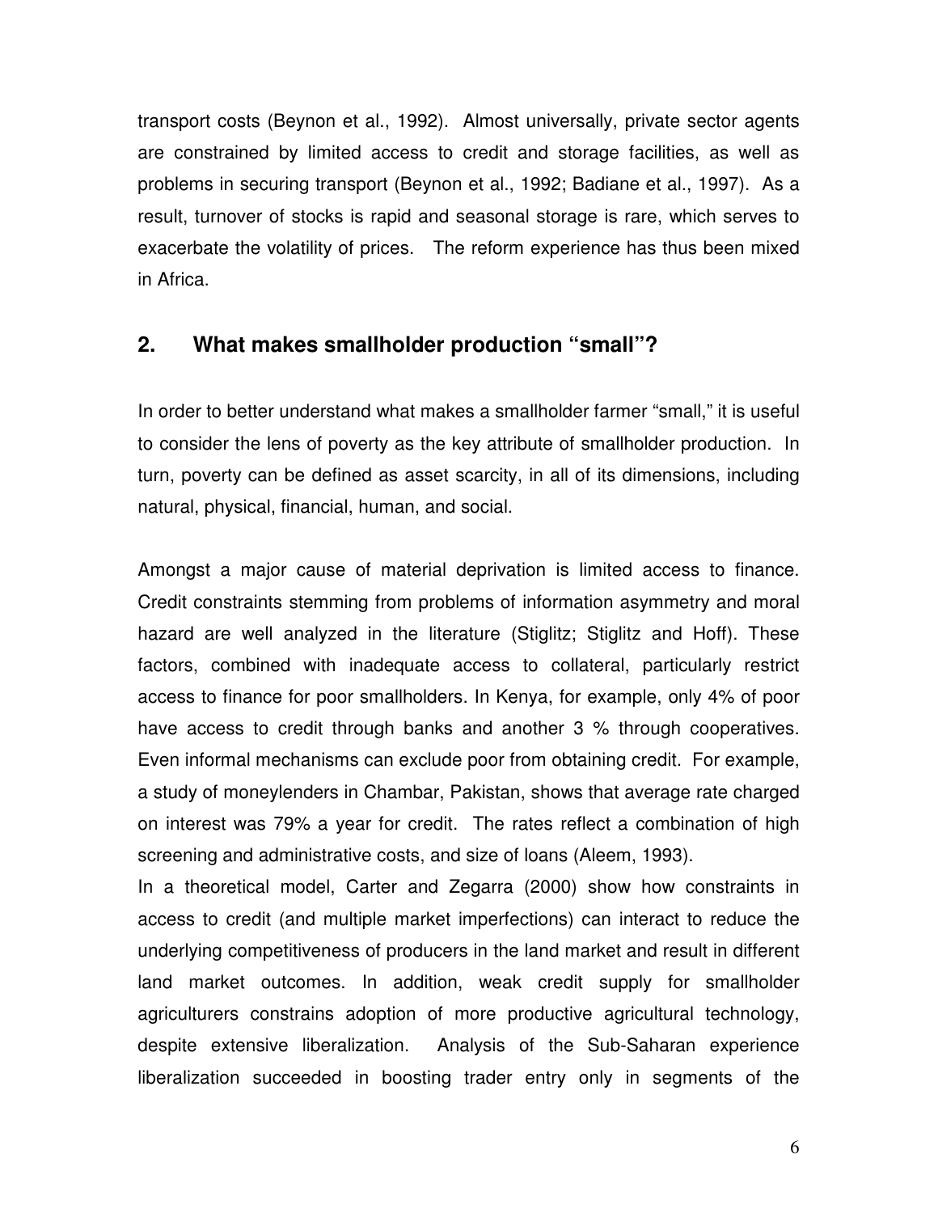transport costs (Beynon et al., 1992). Almost universally, private sector agents are constrained by limited access to credit and storage facilities, as well as problems in securing transport (Beynon et al., 1992; Badiane et al., 1997). As a result, turnover of stocks is rapid and seasonal storage is rare, which serves to exacerbate the volatility of prices. The reform experience has thus been mixed in Africa.

## 2. What makes smallholder production "small"?

In order to better understand what makes a smallholder farmer "small," it is useful to consider the lens of poverty as the key attribute of smallholder production. In turn, poverty can be defined as asset scarcity, in all of its dimensions, including natural, physical, financial, human, and social.

Amongst a major cause of material deprivation is limited access to finance. Credit constraints stemming from problems of information asymmetry and moral hazard are well analyzed in the literature (Stiglitz; Stiglitz and Hoff). These factors, combined with inadequate access to collateral, particularly restrict access to finance for poor smallholders. In Kenya, for example, only 4% of poor have access to credit through banks and another 3 % through cooperatives. Even informal mechanisms can exclude poor from obtaining credit. For example, a study of moneylenders in Chambar, Pakistan, shows that average rate charged on interest was 79% a year for credit. The rates reflect a combination of high screening and administrative costs, and size of loans (Aleem, 1993).

In a theoretical model, Carter and Zegarra (2000) show how constraints in access to credit (and multiple market imperfections) can interact to reduce the underlying competitiveness of producers in the land market and result in different land market outcomes. In addition, weak credit supply for smallholder agriculturers constrains adoption of more productive agricultural technology, despite extensive liberalization. Analysis of the Sub-Saharan experience liberalization succeeded in boosting trader entry only in segments of the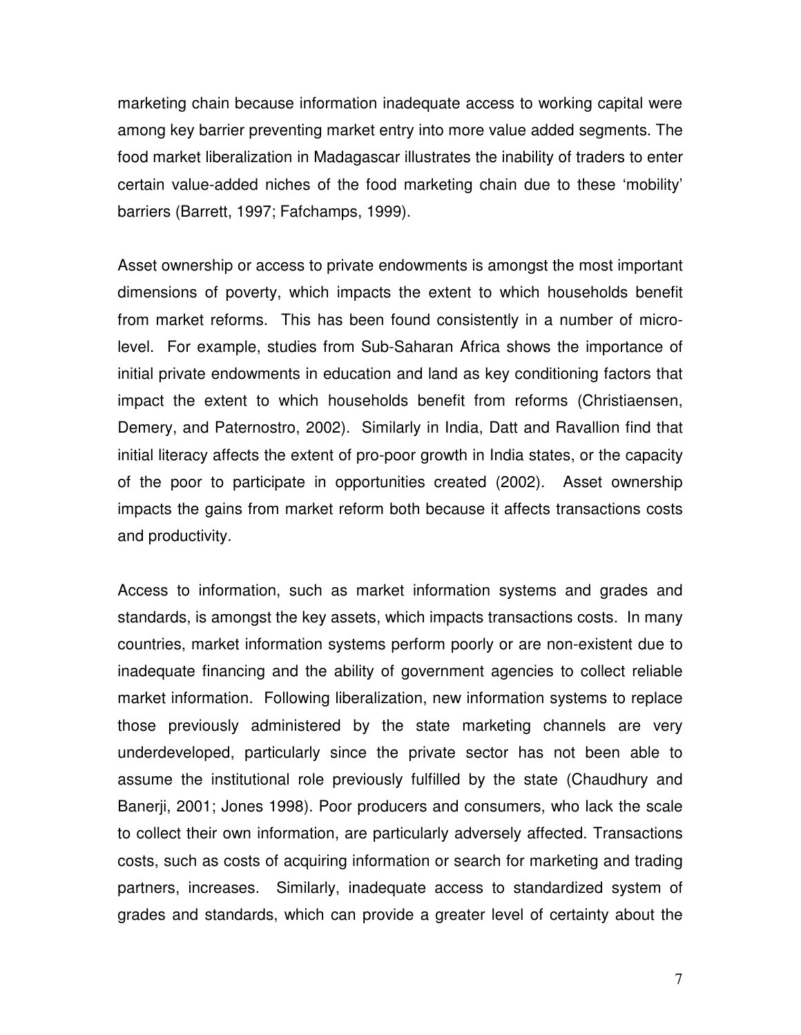marketing chain because information inadequate access to working capital were among key barrier preventing market entry into more value added segments. The food market liberalization in Madagascar illustrates the inability of traders to enter certain value-added niches of the food marketing chain due to these 'mobility' barriers (Barrett, 1997; Fafchamps, 1999).

Asset ownership or access to private endowments is amongst the most important dimensions of poverty, which impacts the extent to which households benefit from market reforms. This has been found consistently in a number of micro-level. For example, studies from Sub-Saharan Africa shows the importance of initial private endowments in education and land as key conditioning factors that impact the extent to which households benefit from reforms (Christiaensen, Demery, and Paternostro, 2002). Similarly in India, Datt and Ravallion find that initial literacy affects the extent of pro-poor growth in India states, or the capacity of the poor to participate in opportunities created (2002). Asset ownership impacts the gains from market reform both because it affects transactions costs and productivity.

Access to information, such as market information systems and grades and standards, is amongst the key assets, which impacts transactions costs. In many countries, market information systems perform poorly or are non-existent due to inadequate financing and the ability of government agencies to collect reliable market information. Following liberalization, new information systems to replace those previously administered by the state marketing channels are very underdeveloped, particularly since the private sector has not been able to assume the institutional role previously fulfilled by the state (Chaudhury and Banerji, 2001; Jones 1998). Poor producers and consumers, who lack the scale to collect their own information, are particularly adversely affected. Transactions costs, such as costs of acquiring information or search for marketing and trading partners, increases. Similarly, inadequate access to standardized system of grades and standards, which can provide a greater level of certainty about the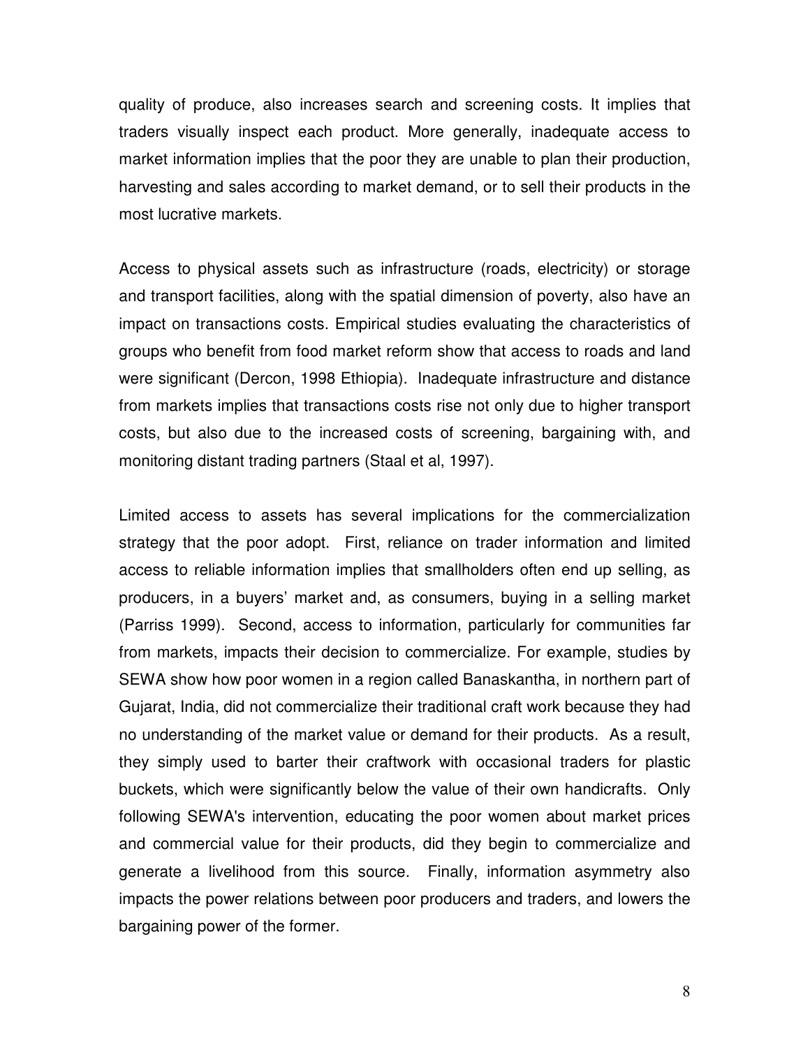quality of produce, also increases search and screening costs. It implies that traders visually inspect each product. More generally, inadequate access to market information implies that the poor they are unable to plan their production, harvesting and sales according to market demand, or to sell their products in the most lucrative markets.

Access to physical assets such as infrastructure (roads, electricity) or storage and transport facilities, along with the spatial dimension of poverty, also have an impact on transactions costs. Empirical studies evaluating the characteristics of groups who benefit from food market reform show that access to roads and land were significant (Dercon, 1998 Ethiopia). Inadequate infrastructure and distance from markets implies that transactions costs rise not only due to higher transport costs, but also due to the increased costs of screening, bargaining with, and monitoring distant trading partners (Staal et al, 1997).

Limited access to assets has several implications for the commercialization strategy that the poor adopt. First, reliance on trader information and limited access to reliable information implies that smallholders often end up selling, as producers, in a buyers' market and, as consumers, buying in a selling market (Parriss 1999). Second, access to information, particularly for communities far from markets, impacts their decision to commercialize. For example, studies by SEWA show how poor women in a region called Banaskantha, in northern part of Gujarat, India, did not commercialize their traditional craft work because they had no understanding of the market value or demand for their products. As a result, they simply used to barter their craftwork with occasional traders for plastic buckets, which were significantly below the value of their own handicrafts. Only following SEWA's intervention, educating the poor women about market prices and commercial value for their products, did they begin to commercialize and generate a livelihood from this source. Finally, information asymmetry also impacts the power relations between poor producers and traders, and lowers the bargaining power of the former.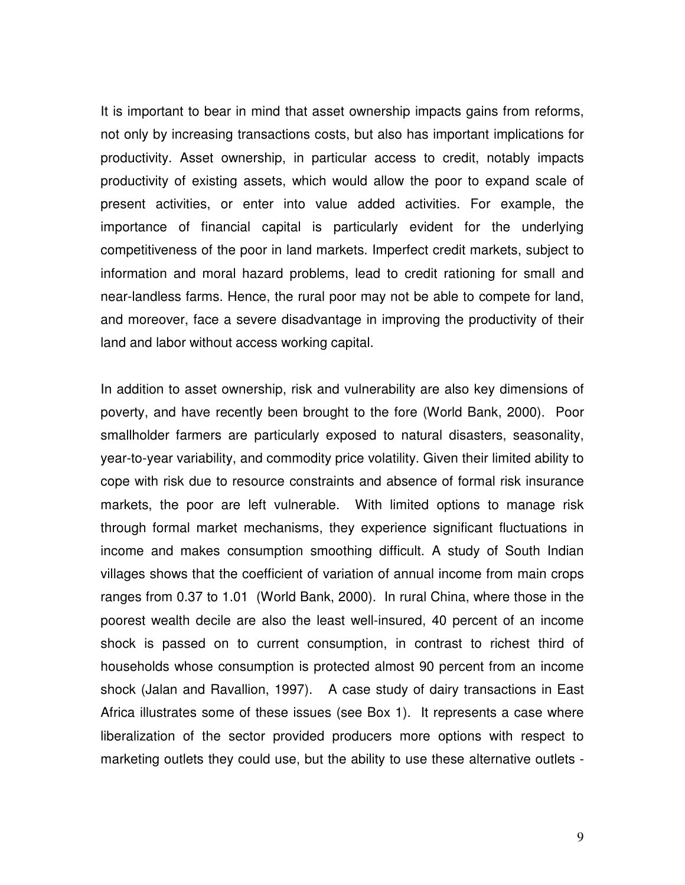It is important to bear in mind that asset ownership impacts gains from reforms, not only by increasing transactions costs, but also has important implications for productivity. Asset ownership, in particular access to credit, notably impacts productivity of existing assets, which would allow the poor to expand scale of present activities, or enter into value added activities. For example, the importance of financial capital is particularly evident for the underlying competitiveness of the poor in land markets. Imperfect credit markets, subject to information and moral hazard problems, lead to credit rationing for small and near-landless farms. Hence, the rural poor may not be able to compete for land, and moreover, face a severe disadvantage in improving the productivity of their land and labor without access working capital.

In addition to asset ownership, risk and vulnerability are also key dimensions of poverty, and have recently been brought to the fore (World Bank, 2000). Poor smallholder farmers are particularly exposed to natural disasters, seasonality, year-to-year variability, and commodity price volatility. Given their limited ability to cope with risk due to resource constraints and absence of formal risk insurance markets, the poor are left vulnerable. With limited options to manage risk through formal market mechanisms, they experience significant fluctuations in income and makes consumption smoothing difficult. A study of South Indian villages shows that the coefficient of variation of annual income from main crops ranges from 0.37 to 1.01 (World Bank, 2000). In rural China, where those in the poorest wealth decile are also the least well-insured, 40 percent of an income shock is passed on to current consumption, in contrast to richest third of households whose consumption is protected almost 90 percent from an income shock (Jalan and Ravallion, 1997). A case study of dairy transactions in East Africa illustrates some of these issues (see Box 1). It represents a case where liberalization of the sector provided producers more options with respect to marketing outlets they could use, but the ability to use these alternative outlets -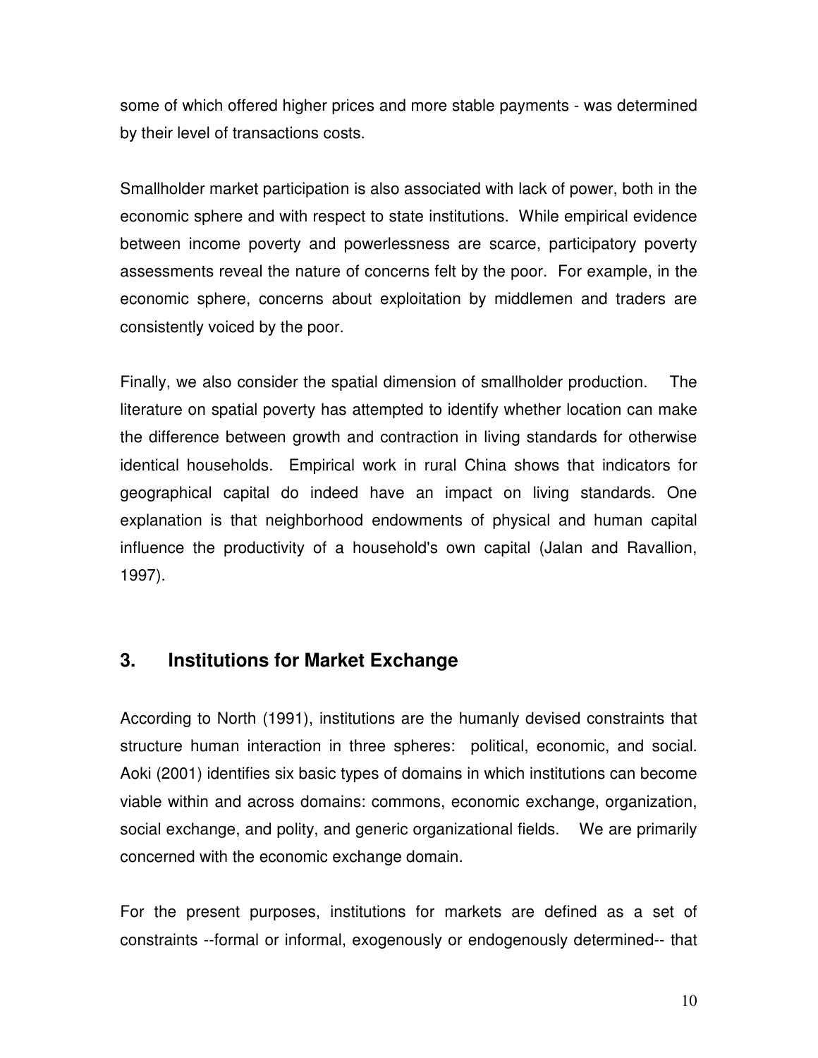some of which offered higher prices and more stable payments - was determined by their level of transactions costs.

Smallholder market participation is also associated with lack of power, both in the economic sphere and with respect to state institutions. While empirical evidence between income poverty and powerlessness are scarce, participatory poverty assessments reveal the nature of concerns felt by the poor. For example, in the economic sphere, concerns about exploitation by middlemen and traders are consistently voiced by the poor.

Finally, we also consider the spatial dimension of smallholder production. The literature on spatial poverty has attempted to identify whether location can make the difference between growth and contraction in living standards for otherwise identical households. Empirical work in rural China shows that indicators for geographical capital do indeed have an impact on living standards. One explanation is that neighborhood endowments of physical and human capital influence the productivity of a household's own capital (Jalan and Ravallion, 1997).

## 3. Institutions for Market Exchange

According to North (1991), institutions are the humanly devised constraints that structure human interaction in three spheres: political, economic, and social. Aoki (2001) identifies six basic types of domains in which institutions can become viable within and across domains: commons, economic exchange, organization, social exchange, and polity, and generic organizational fields. We are primarily concerned with the economic exchange domain.

For the present purposes, institutions for markets are defined as a set of constraints --formal or informal, exogenously or endogenously determined-- that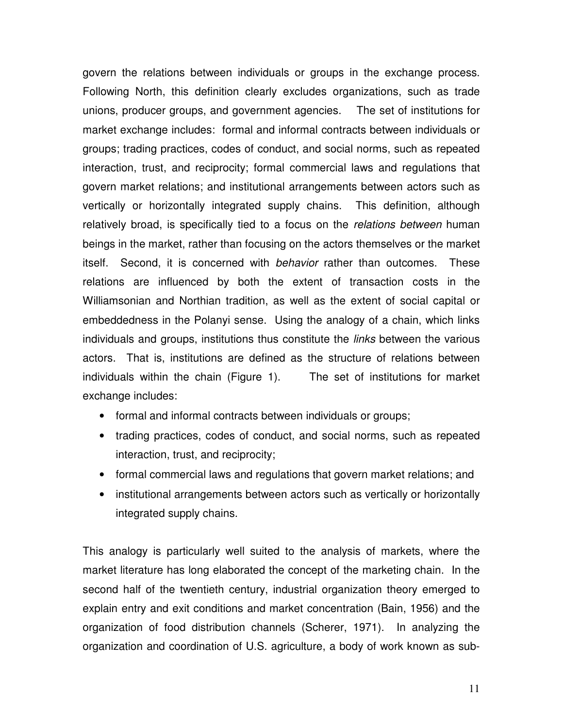govern the relations between individuals or groups in the exchange process. Following North, this definition clearly excludes organizations, such as trade unions, producer groups, and government agencies. The set of institutions for market exchange includes: formal and informal contracts between individuals or groups; trading practices, codes of conduct, and social norms, such as repeated interaction, trust, and reciprocity; formal commercial laws and regulations that govern market relations; and institutional arrangements between actors such as vertically or horizontally integrated supply chains. This definition, although relatively broad, is specifically tied to a focus on the *relations between* human beings in the market, rather than focusing on the actors themselves or the market itself. Second, it is concerned with *behavior* rather than outcomes. These relations are influenced by both the extent of transaction costs in the Williamsonian and Northian tradition, as well as the extent of social capital or embeddedness in the Polanyi sense. Using the analogy of a chain, which links individuals and groups, institutions thus constitute the *links* between the various actors. That is, institutions are defined as the structure of relations between individuals within the chain (Figure 1). The set of institutions for market exchange includes:

- formal and informal contracts between individuals or groups;
- trading practices, codes of conduct, and social norms, such as repeated interaction, trust, and reciprocity;
- formal commercial laws and regulations that govern market relations; and
- institutional arrangements between actors such as vertically or horizontally integrated supply chains.

This analogy is particularly well suited to the analysis of markets, where the market literature has long elaborated the concept of the marketing chain. In the second half of the twentieth century, industrial organization theory emerged to explain entry and exit conditions and market concentration (Bain, 1956) and the organization of food distribution channels (Scherer, 1971). In analyzing the organization and coordination of U.S. agriculture, a body of work known as sub-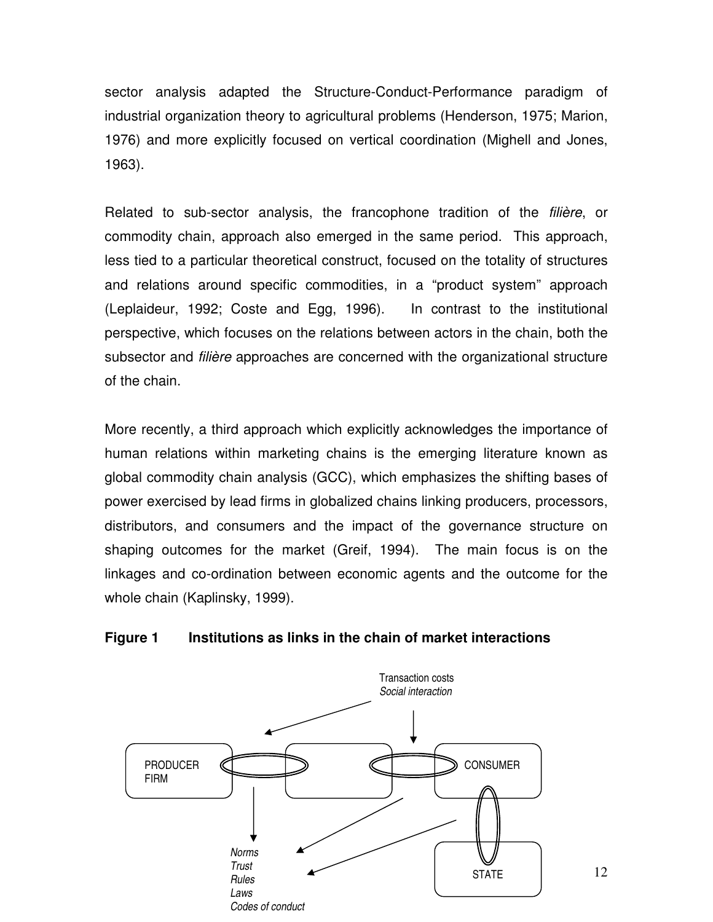sector analysis adapted the Structure-Conduct-Performance paradigm of industrial organization theory to agricultural problems (Henderson, 1975; Marion, 1976) and more explicitly focused on vertical coordination (Mighell and Jones, 1963).

Related to sub-sector analysis, the francophone tradition of the *filière*, or commodity chain, approach also emerged in the same period. This approach, less tied to a particular theoretical construct, focused on the totality of structures and relations around specific commodities, in a "product system" approach (Leplaideur, 1992; Coste and Egg, 1996). In contrast to the institutional perspective, which focuses on the relations between actors in the chain, both the subsector and *filière* approaches are concerned with the organizational structure of the chain.

More recently, a third approach which explicitly acknowledges the importance of human relations within marketing chains is the emerging literature known as global commodity chain analysis (GCC), which emphasizes the shifting bases of power exercised by lead firms in globalized chains linking producers, processors, distributors, and consumers and the impact of the governance structure on shaping outcomes for the market (Greif, 1994). The main focus is on the linkages and co-ordination between economic agents and the outcome for the whole chain (Kaplinsky, 1999).

**Figure 1 Institutions as links in the chain of market interactions**

Transaction costs
*Social interaction*

PRODUCER FIRM

CONSUMER

STATE

*Norms*
*Trust*
*Rules*
*Laws*
*Codes of conduct*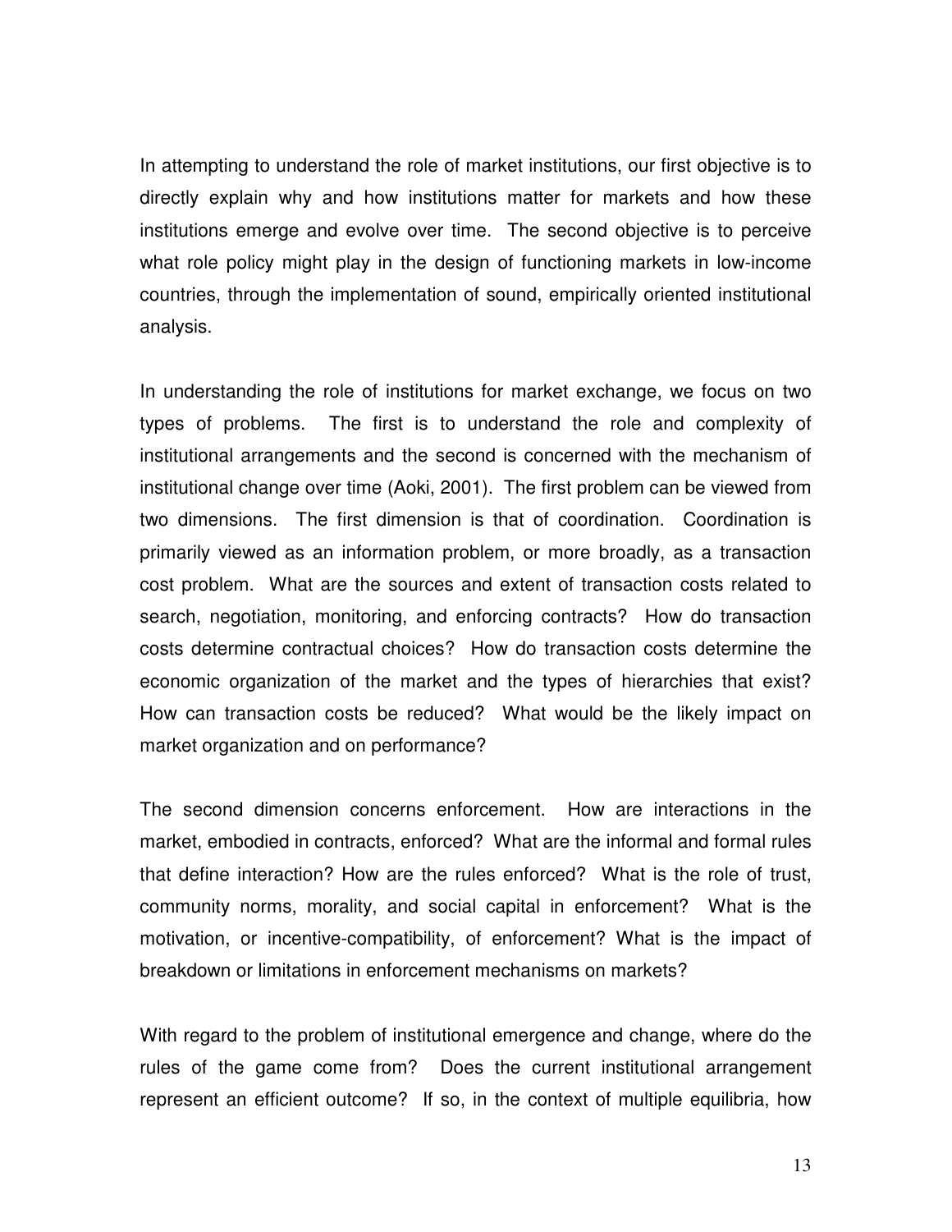In attempting to understand the role of market institutions, our first objective is to directly explain why and how institutions matter for markets and how these institutions emerge and evolve over time. The second objective is to perceive what role policy might play in the design of functioning markets in low-income countries, through the implementation of sound, empirically oriented institutional analysis.

In understanding the role of institutions for market exchange, we focus on two types of problems. The first is to understand the role and complexity of institutional arrangements and the second is concerned with the mechanism of institutional change over time (Aoki, 2001). The first problem can be viewed from two dimensions. The first dimension is that of coordination. Coordination is primarily viewed as an information problem, or more broadly, as a transaction cost problem. What are the sources and extent of transaction costs related to search, negotiation, monitoring, and enforcing contracts? How do transaction costs determine contractual choices? How do transaction costs determine the economic organization of the market and the types of hierarchies that exist? How can transaction costs be reduced? What would be the likely impact on market organization and on performance?

The second dimension concerns enforcement. How are interactions in the market, embodied in contracts, enforced? What are the informal and formal rules that define interaction? How are the rules enforced? What is the role of trust, community norms, morality, and social capital in enforcement? What is the motivation, or incentive-compatibility, of enforcement? What is the impact of breakdown or limitations in enforcement mechanisms on markets?

With regard to the problem of institutional emergence and change, where do the rules of the game come from? Does the current institutional arrangement represent an efficient outcome? If so, in the context of multiple equilibria, how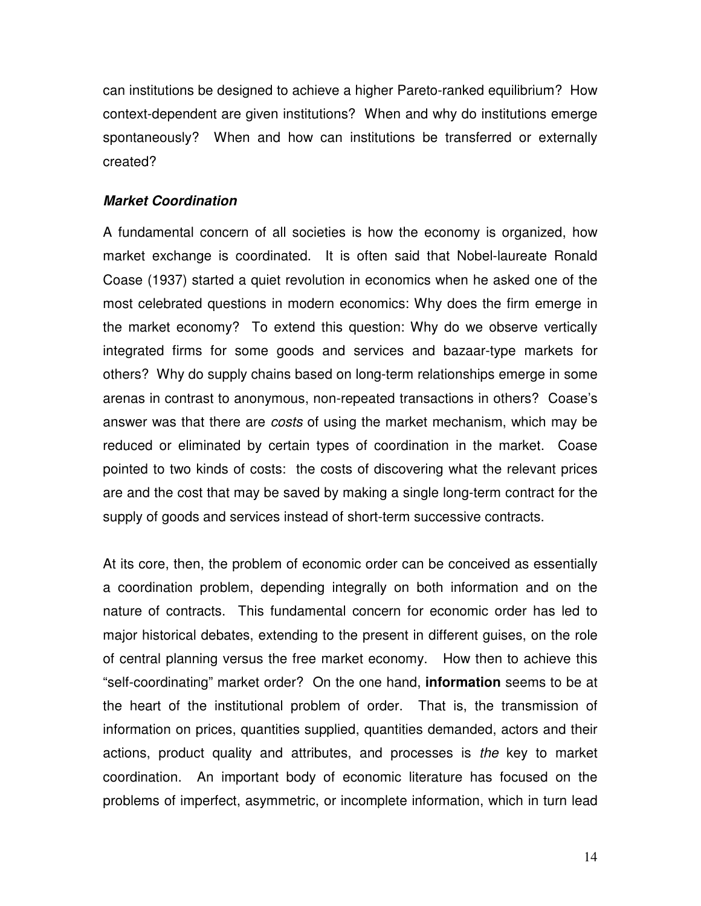can institutions be designed to achieve a higher Pareto-ranked equilibrium? How context-dependent are given institutions? When and why do institutions emerge spontaneously? When and how can institutions be transferred or externally created?

### ***Market Coordination***

A fundamental concern of all societies is how the economy is organized, how market exchange is coordinated. It is often said that Nobel-laureate Ronald Coase (1937) started a quiet revolution in economics when he asked one of the most celebrated questions in modern economics: Why does the firm emerge in the market economy? To extend this question: Why do we observe vertically integrated firms for some goods and services and bazaar-type markets for others? Why do supply chains based on long-term relationships emerge in some arenas in contrast to anonymous, non-repeated transactions in others? Coase's answer was that there are *costs* of using the market mechanism, which may be reduced or eliminated by certain types of coordination in the market. Coase pointed to two kinds of costs: the costs of discovering what the relevant prices are and the cost that may be saved by making a single long-term contract for the supply of goods and services instead of short-term successive contracts.

At its core, then, the problem of economic order can be conceived as essentially a coordination problem, depending integrally on both information and on the nature of contracts. This fundamental concern for economic order has led to major historical debates, extending to the present in different guises, on the role of central planning versus the free market economy. How then to achieve this "self-coordinating" market order? On the one hand, **information** seems to be at the heart of the institutional problem of order. That is, the transmission of information on prices, quantities supplied, quantities demanded, actors and their actions, product quality and attributes, and processes is *the* key to market coordination. An important body of economic literature has focused on the problems of imperfect, asymmetric, or incomplete information, which in turn lead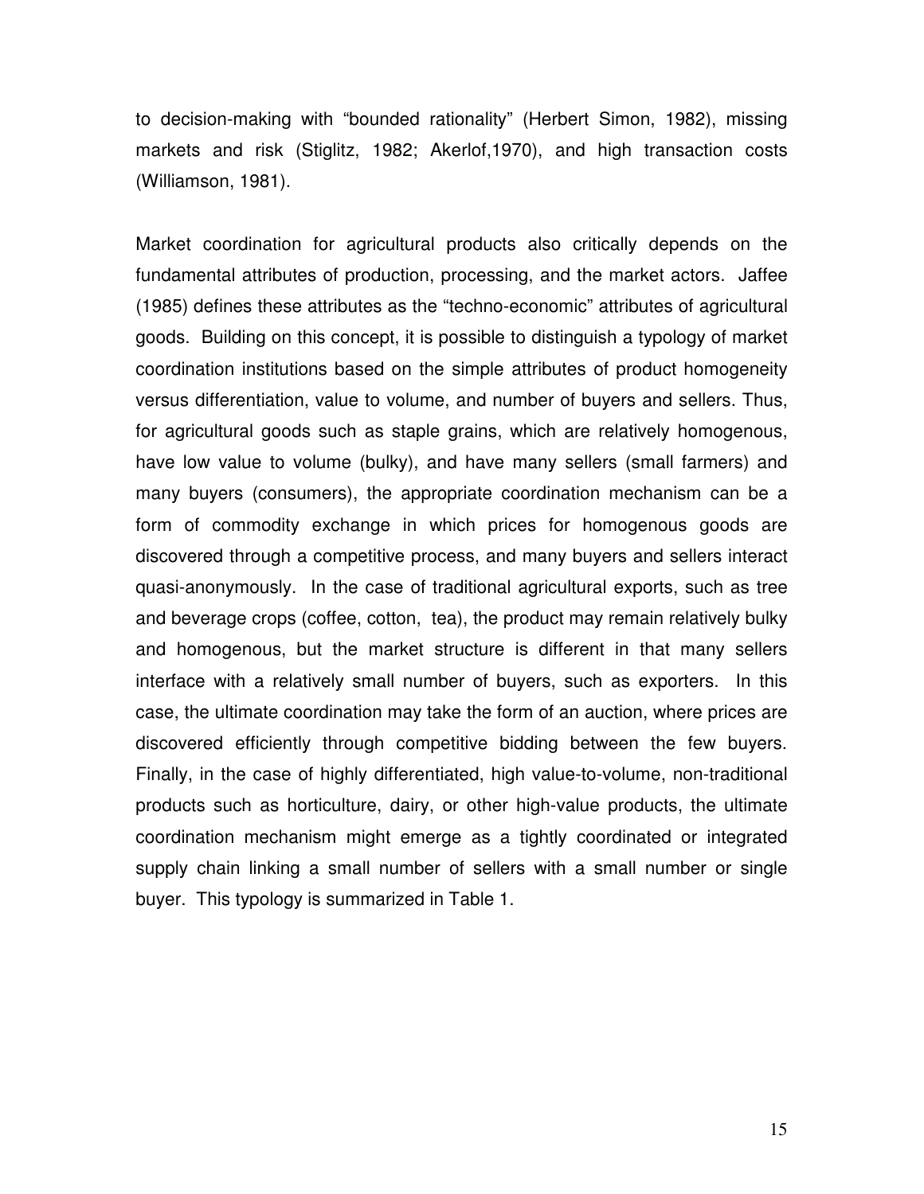to decision-making with "bounded rationality" (Herbert Simon, 1982), missing markets and risk (Stiglitz, 1982; Akerlof,1970), and high transaction costs (Williamson, 1981).

Market coordination for agricultural products also critically depends on the fundamental attributes of production, processing, and the market actors. Jaffee (1985) defines these attributes as the "techno-economic" attributes of agricultural goods. Building on this concept, it is possible to distinguish a typology of market coordination institutions based on the simple attributes of product homogeneity versus differentiation, value to volume, and number of buyers and sellers. Thus, for agricultural goods such as staple grains, which are relatively homogenous, have low value to volume (bulky), and have many sellers (small farmers) and many buyers (consumers), the appropriate coordination mechanism can be a form of commodity exchange in which prices for homogenous goods are discovered through a competitive process, and many buyers and sellers interact quasi-anonymously. In the case of traditional agricultural exports, such as tree and beverage crops (coffee, cotton, tea), the product may remain relatively bulky and homogenous, but the market structure is different in that many sellers interface with a relatively small number of buyers, such as exporters. In this case, the ultimate coordination may take the form of an auction, where prices are discovered efficiently through competitive bidding between the few buyers. Finally, in the case of highly differentiated, high value-to-volume, non-traditional products such as horticulture, dairy, or other high-value products, the ultimate coordination mechanism might emerge as a tightly coordinated or integrated supply chain linking a small number of sellers with a small number or single buyer. This typology is summarized in Table 1.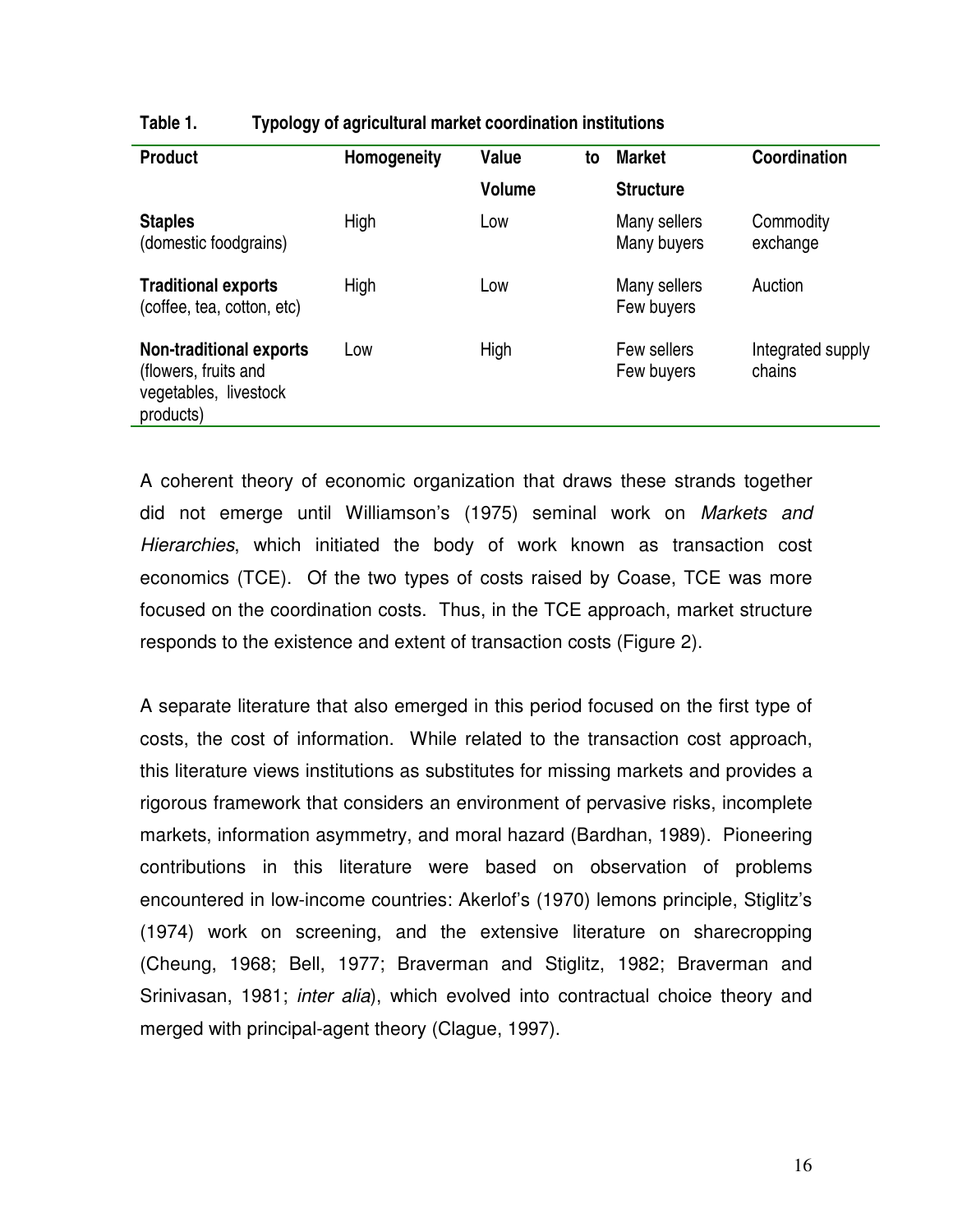**Table 1. Typology of agricultural market coordination institutions**

| Product | Homogeneity | Value to Volume | Market Structure | Coordination |
|---|---|---|---|---|
| **Staples** (domestic foodgrains) | High | Low | Many sellers Many buyers | Commodity exchange |
| **Traditional exports** (coffee, tea, cotton, etc) | High | Low | Many sellers Few buyers | Auction |
| **Non-traditional exports** (flowers, fruits and vegetables, livestock products) | Low | High | Few sellers Few buyers | Integrated supply chains |

A coherent theory of economic organization that draws these strands together did not emerge until Williamson's (1975) seminal work on *Markets and Hierarchies*, which initiated the body of work known as transaction cost economics (TCE). Of the two types of costs raised by Coase, TCE was more focused on the coordination costs. Thus, in the TCE approach, market structure responds to the existence and extent of transaction costs (Figure 2).

A separate literature that also emerged in this period focused on the first type of costs, the cost of information. While related to the transaction cost approach, this literature views institutions as substitutes for missing markets and provides a rigorous framework that considers an environment of pervasive risks, incomplete markets, information asymmetry, and moral hazard (Bardhan, 1989). Pioneering contributions in this literature were based on observation of problems encountered in low-income countries: Akerlof's (1970) lemons principle, Stiglitz's (1974) work on screening, and the extensive literature on sharecropping (Cheung, 1968; Bell, 1977; Braverman and Stiglitz, 1982; Braverman and Srinivasan, 1981; *inter alia*), which evolved into contractual choice theory and merged with principal-agent theory (Clague, 1997).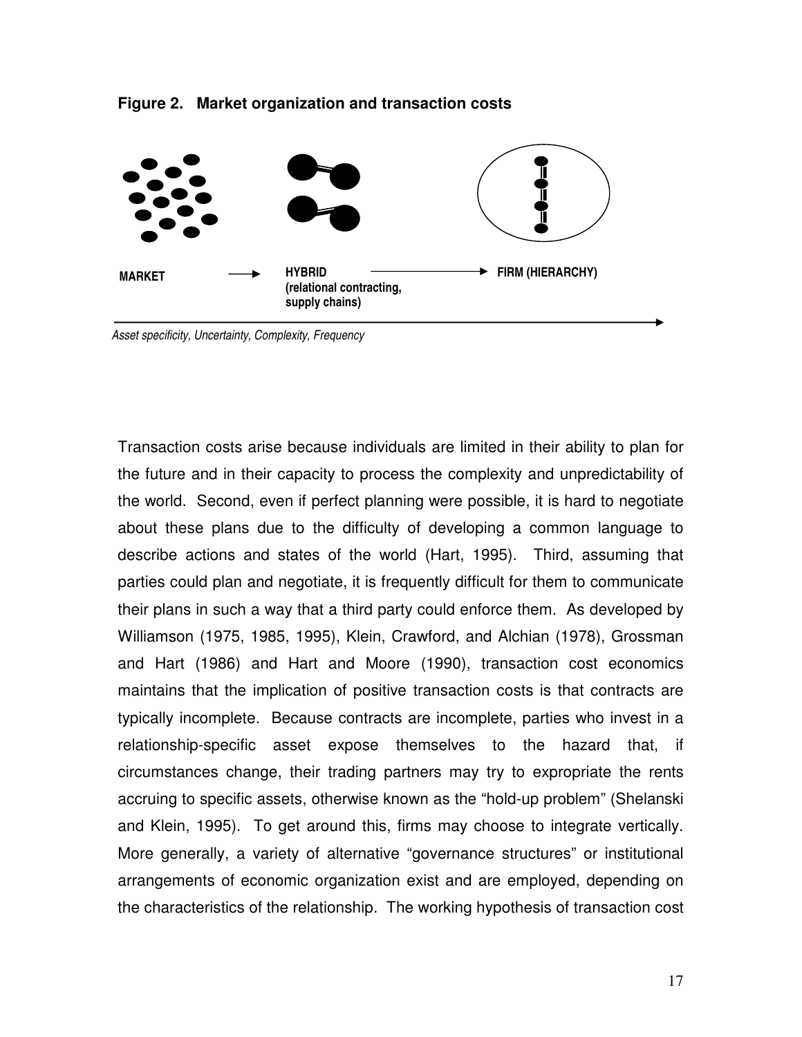**Figure 2. Market organization and transaction costs**

MARKET → HYBRID (relational contracting, supply chains) → FIRM (HIERARCHY)

*Asset specificity, Uncertainty, Complexity, Frequency*

Transaction costs arise because individuals are limited in their ability to plan for the future and in their capacity to process the complexity and unpredictability of the world. Second, even if perfect planning were possible, it is hard to negotiate about these plans due to the difficulty of developing a common language to describe actions and states of the world (Hart, 1995). Third, assuming that parties could plan and negotiate, it is frequently difficult for them to communicate their plans in such a way that a third party could enforce them. As developed by Williamson (1975, 1985, 1995), Klein, Crawford, and Alchian (1978), Grossman and Hart (1986) and Hart and Moore (1990), transaction cost economics maintains that the implication of positive transaction costs is that contracts are typically incomplete. Because contracts are incomplete, parties who invest in a relationship-specific asset expose themselves to the hazard that, if circumstances change, their trading partners may try to expropriate the rents accruing to specific assets, otherwise known as the "hold-up problem" (Shelanski and Klein, 1995). To get around this, firms may choose to integrate vertically. More generally, a variety of alternative "governance structures" or institutional arrangements of economic organization exist and are employed, depending on the characteristics of the relationship. The working hypothesis of transaction cost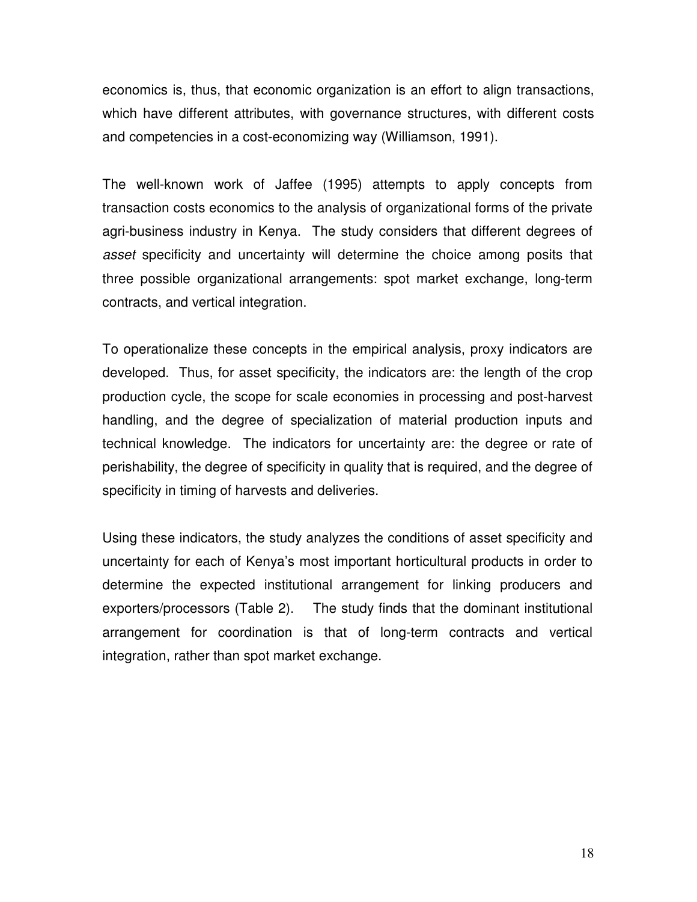economics is, thus, that economic organization is an effort to align transactions, which have different attributes, with governance structures, with different costs and competencies in a cost-economizing way (Williamson, 1991).

The well-known work of Jaffee (1995) attempts to apply concepts from transaction costs economics to the analysis of organizational forms of the private agri-business industry in Kenya. The study considers that different degrees of *asset* specificity and uncertainty will determine the choice among posits that three possible organizational arrangements: spot market exchange, long-term contracts, and vertical integration.

To operationalize these concepts in the empirical analysis, proxy indicators are developed. Thus, for asset specificity, the indicators are: the length of the crop production cycle, the scope for scale economies in processing and post-harvest handling, and the degree of specialization of material production inputs and technical knowledge. The indicators for uncertainty are: the degree or rate of perishability, the degree of specificity in quality that is required, and the degree of specificity in timing of harvests and deliveries.

Using these indicators, the study analyzes the conditions of asset specificity and uncertainty for each of Kenya's most important horticultural products in order to determine the expected institutional arrangement for linking producers and exporters/processors (Table 2). The study finds that the dominant institutional arrangement for coordination is that of long-term contracts and vertical integration, rather than spot market exchange.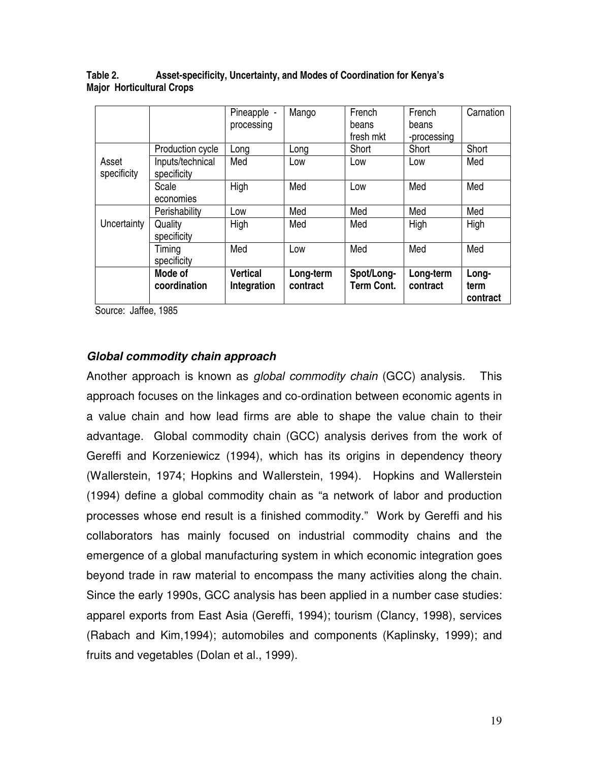**Table 2. Asset-specificity, Uncertainty, and Modes of Coordination for Kenya's Major Horticultural Crops**

| | | Pineapple - processing | Mango | French beans fresh mkt | French beans -processing | Carnation |
|---|---|---|---|---|---|---|
| Asset specificity | Production cycle | Long | Long | Short | Short | Short |
| | Inputs/technical specificity | Med | Low | Low | Low | Med |
| | Scale economies | High | Med | Low | Med | Med |
| Uncertainty | Perishability | Low | Med | Med | Med | Med |
| | Quality specificity | High | Med | Med | High | High |
| | Timing specificity | Med | Low | Med | Med | Med |
| | **Mode of coordination** | **Vertical Integration** | **Long-term contract** | **Spot/Long-Term Cont.** | **Long-term contract** | **Long-term contract** |

Source: Jaffee, 1985

### *Global commodity chain approach*

Another approach is known as *global commodity chain* (GCC) analysis. This approach focuses on the linkages and co-ordination between economic agents in a value chain and how lead firms are able to shape the value chain to their advantage. Global commodity chain (GCC) analysis derives from the work of Gereffi and Korzeniewicz (1994), which has its origins in dependency theory (Wallerstein, 1974; Hopkins and Wallerstein, 1994). Hopkins and Wallerstein (1994) define a global commodity chain as "a network of labor and production processes whose end result is a finished commodity." Work by Gereffi and his collaborators has mainly focused on industrial commodity chains and the emergence of a global manufacturing system in which economic integration goes beyond trade in raw material to encompass the many activities along the chain. Since the early 1990s, GCC analysis has been applied in a number case studies: apparel exports from East Asia (Gereffi, 1994); tourism (Clancy, 1998), services (Rabach and Kim,1994); automobiles and components (Kaplinsky, 1999); and fruits and vegetables (Dolan et al., 1999).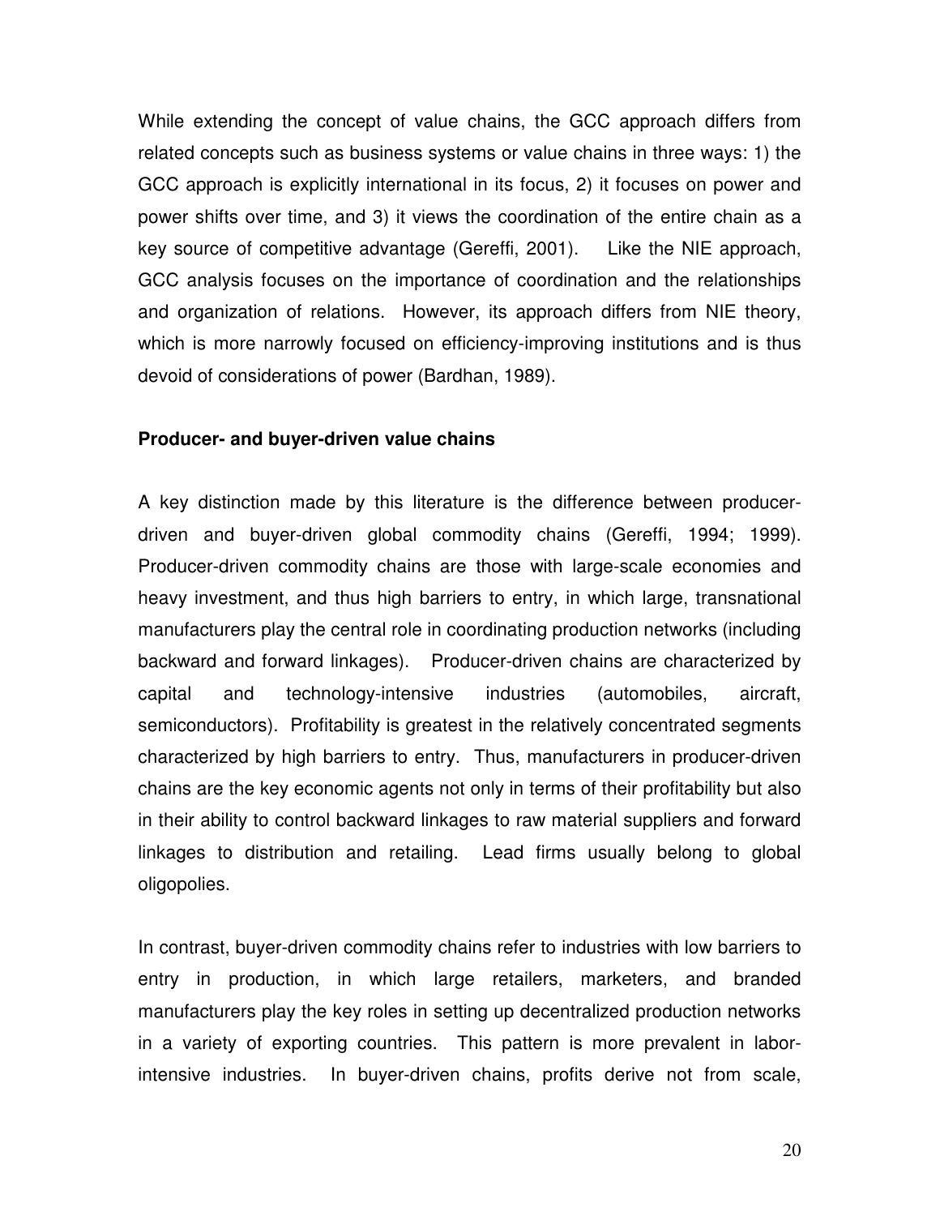While extending the concept of value chains, the GCC approach differs from related concepts such as business systems or value chains in three ways: 1) the GCC approach is explicitly international in its focus, 2) it focuses on power and power shifts over time, and 3) it views the coordination of the entire chain as a key source of competitive advantage (Gereffi, 2001). Like the NIE approach, GCC analysis focuses on the importance of coordination and the relationships and organization of relations. However, its approach differs from NIE theory, which is more narrowly focused on efficiency-improving institutions and is thus devoid of considerations of power (Bardhan, 1989).

**Producer- and buyer-driven value chains**

A key distinction made by this literature is the difference between producer-driven and buyer-driven global commodity chains (Gereffi, 1994; 1999). Producer-driven commodity chains are those with large-scale economies and heavy investment, and thus high barriers to entry, in which large, transnational manufacturers play the central role in coordinating production networks (including backward and forward linkages). Producer-driven chains are characterized by capital and technology-intensive industries (automobiles, aircraft, semiconductors). Profitability is greatest in the relatively concentrated segments characterized by high barriers to entry. Thus, manufacturers in producer-driven chains are the key economic agents not only in terms of their profitability but also in their ability to control backward linkages to raw material suppliers and forward linkages to distribution and retailing. Lead firms usually belong to global oligopolies.

In contrast, buyer-driven commodity chains refer to industries with low barriers to entry in production, in which large retailers, marketers, and branded manufacturers play the key roles in setting up decentralized production networks in a variety of exporting countries. This pattern is more prevalent in labor-intensive industries. In buyer-driven chains, profits derive not from scale,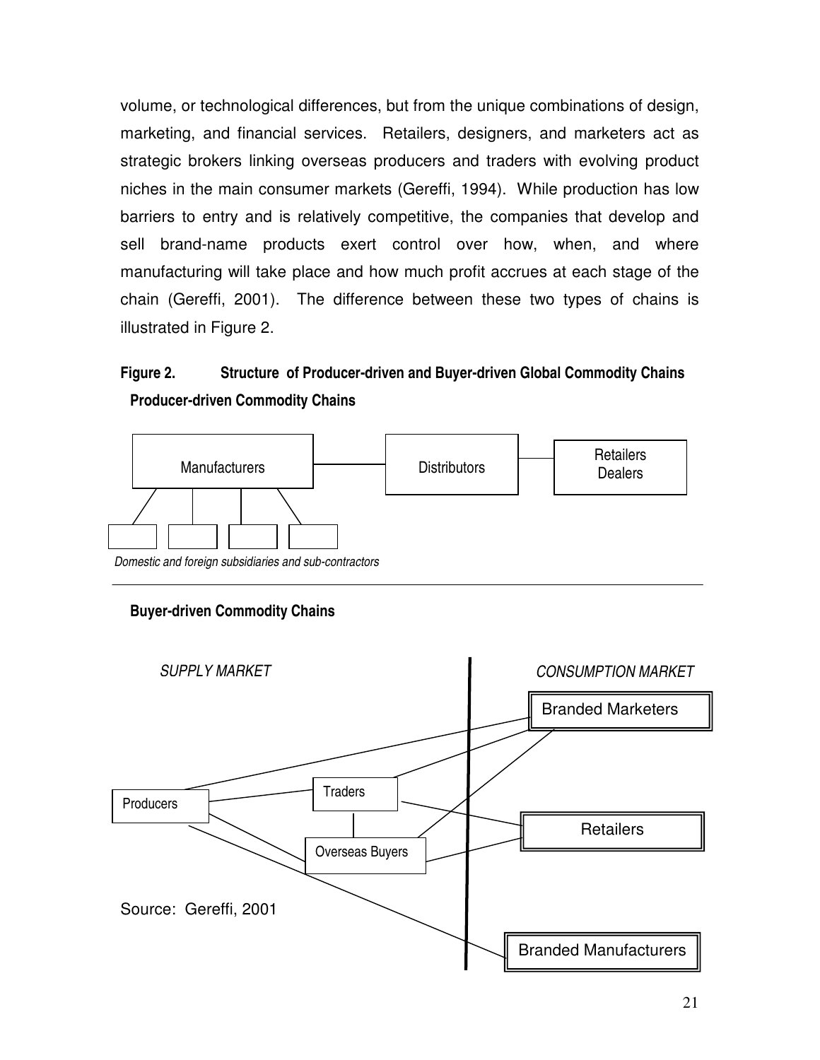volume, or technological differences, but from the unique combinations of design, marketing, and financial services. Retailers, designers, and marketers act as strategic brokers linking overseas producers and traders with evolving product niches in the main consumer markets (Gereffi, 1994). While production has low barriers to entry and is relatively competitive, the companies that develop and sell brand-name products exert control over how, when, and where manufacturing will take place and how much profit accrues at each stage of the chain (Gereffi, 2001). The difference between these two types of chains is illustrated in Figure 2.

**Figure 2. Structure of Producer-driven and Buyer-driven Global Commodity Chains**

**Producer-driven Commodity Chains**

Manufacturers — Distributors — Retailers Dealers

*Domestic and foreign subsidiaries and sub-contractors*

**Buyer-driven Commodity Chains**

*SUPPLY MARKET* | *CONSUMPTION MARKET*

Producers, Traders, Overseas Buyers | Branded Marketers, Retailers, Branded Manufacturers

Source: Gereffi, 2001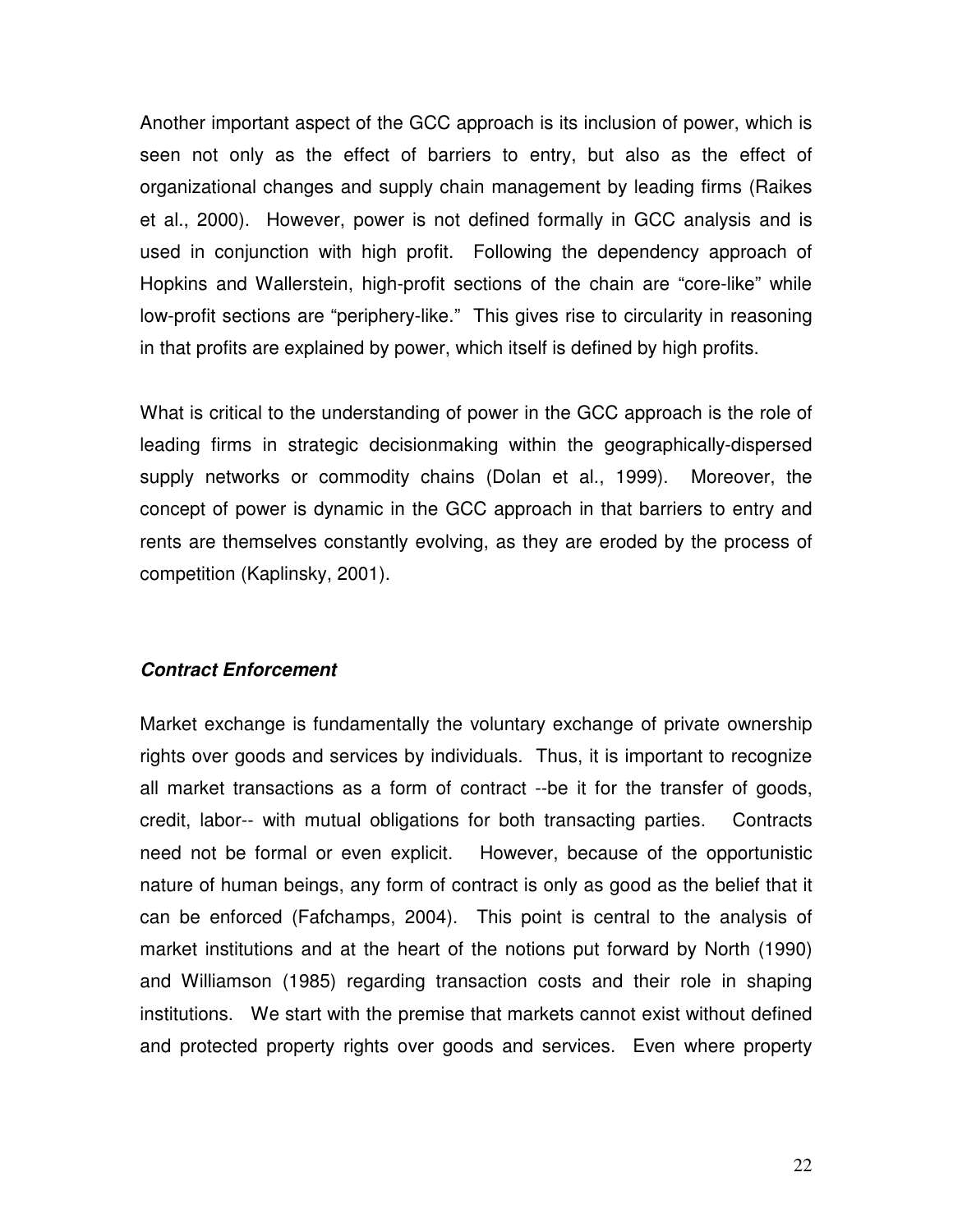Another important aspect of the GCC approach is its inclusion of power, which is seen not only as the effect of barriers to entry, but also as the effect of organizational changes and supply chain management by leading firms (Raikes et al., 2000). However, power is not defined formally in GCC analysis and is used in conjunction with high profit. Following the dependency approach of Hopkins and Wallerstein, high-profit sections of the chain are "core-like" while low-profit sections are "periphery-like." This gives rise to circularity in reasoning in that profits are explained by power, which itself is defined by high profits.

What is critical to the understanding of power in the GCC approach is the role of leading firms in strategic decisionmaking within the geographically-dispersed supply networks or commodity chains (Dolan et al., 1999). Moreover, the concept of power is dynamic in the GCC approach in that barriers to entry and rents are themselves constantly evolving, as they are eroded by the process of competition (Kaplinsky, 2001).

### ***Contract Enforcement***

Market exchange is fundamentally the voluntary exchange of private ownership rights over goods and services by individuals. Thus, it is important to recognize all market transactions as a form of contract --be it for the transfer of goods, credit, labor-- with mutual obligations for both transacting parties. Contracts need not be formal or even explicit. However, because of the opportunistic nature of human beings, any form of contract is only as good as the belief that it can be enforced (Fafchamps, 2004). This point is central to the analysis of market institutions and at the heart of the notions put forward by North (1990) and Williamson (1985) regarding transaction costs and their role in shaping institutions. We start with the premise that markets cannot exist without defined and protected property rights over goods and services. Even where property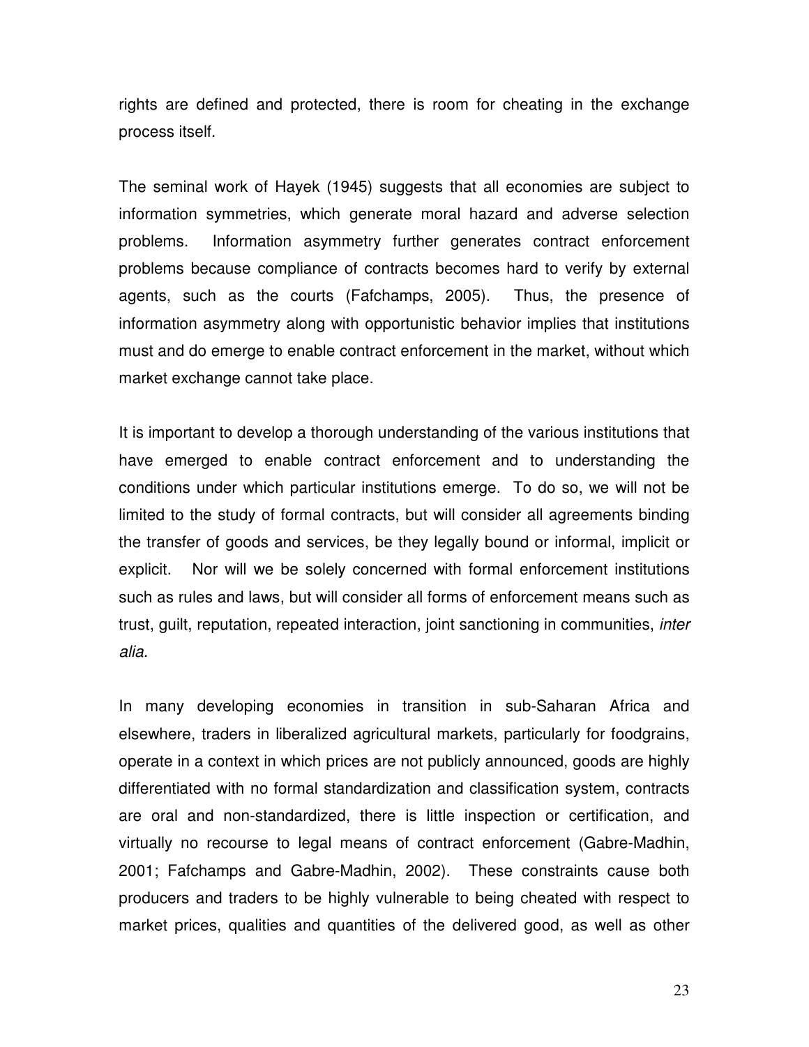rights are defined and protected, there is room for cheating in the exchange process itself.

The seminal work of Hayek (1945) suggests that all economies are subject to information symmetries, which generate moral hazard and adverse selection problems. Information asymmetry further generates contract enforcement problems because compliance of contracts becomes hard to verify by external agents, such as the courts (Fafchamps, 2005). Thus, the presence of information asymmetry along with opportunistic behavior implies that institutions must and do emerge to enable contract enforcement in the market, without which market exchange cannot take place.

It is important to develop a thorough understanding of the various institutions that have emerged to enable contract enforcement and to understanding the conditions under which particular institutions emerge. To do so, we will not be limited to the study of formal contracts, but will consider all agreements binding the transfer of goods and services, be they legally bound or informal, implicit or explicit. Nor will we be solely concerned with formal enforcement institutions such as rules and laws, but will consider all forms of enforcement means such as trust, guilt, reputation, repeated interaction, joint sanctioning in communities, *inter alia.*

In many developing economies in transition in sub-Saharan Africa and elsewhere, traders in liberalized agricultural markets, particularly for foodgrains, operate in a context in which prices are not publicly announced, goods are highly differentiated with no formal standardization and classification system, contracts are oral and non-standardized, there is little inspection or certification, and virtually no recourse to legal means of contract enforcement (Gabre-Madhin, 2001; Fafchamps and Gabre-Madhin, 2002). These constraints cause both producers and traders to be highly vulnerable to being cheated with respect to market prices, qualities and quantities of the delivered good, as well as other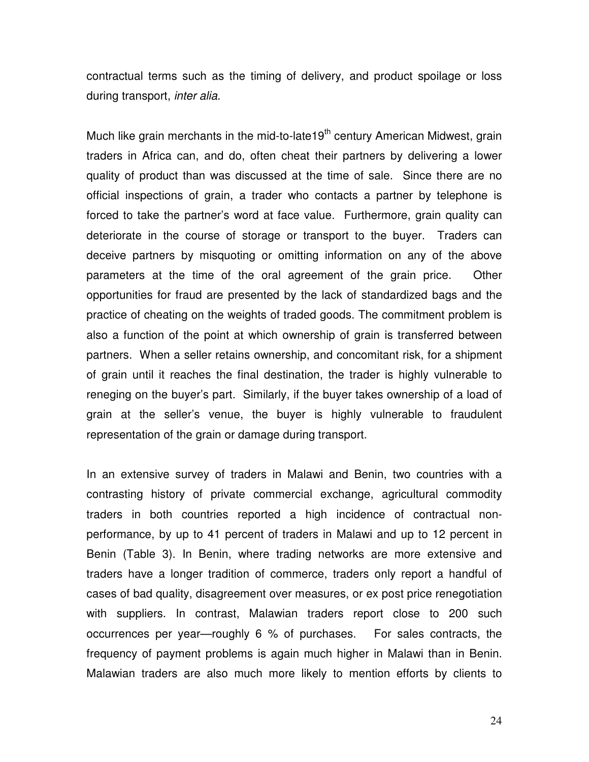contractual terms such as the timing of delivery, and product spoilage or loss during transport, *inter alia*.

Much like grain merchants in the mid-to-late19th century American Midwest, grain traders in Africa can, and do, often cheat their partners by delivering a lower quality of product than was discussed at the time of sale. Since there are no official inspections of grain, a trader who contacts a partner by telephone is forced to take the partner's word at face value. Furthermore, grain quality can deteriorate in the course of storage or transport to the buyer. Traders can deceive partners by misquoting or omitting information on any of the above parameters at the time of the oral agreement of the grain price. Other opportunities for fraud are presented by the lack of standardized bags and the practice of cheating on the weights of traded goods. The commitment problem is also a function of the point at which ownership of grain is transferred between partners. When a seller retains ownership, and concomitant risk, for a shipment of grain until it reaches the final destination, the trader is highly vulnerable to reneging on the buyer's part. Similarly, if the buyer takes ownership of a load of grain at the seller's venue, the buyer is highly vulnerable to fraudulent representation of the grain or damage during transport.

In an extensive survey of traders in Malawi and Benin, two countries with a contrasting history of private commercial exchange, agricultural commodity traders in both countries reported a high incidence of contractual non-performance, by up to 41 percent of traders in Malawi and up to 12 percent in Benin (Table 3). In Benin, where trading networks are more extensive and traders have a longer tradition of commerce, traders only report a handful of cases of bad quality, disagreement over measures, or ex post price renegotiation with suppliers. In contrast, Malawian traders report close to 200 such occurrences per year—roughly 6 % of purchases. For sales contracts, the frequency of payment problems is again much higher in Malawi than in Benin. Malawian traders are also much more likely to mention efforts by clients to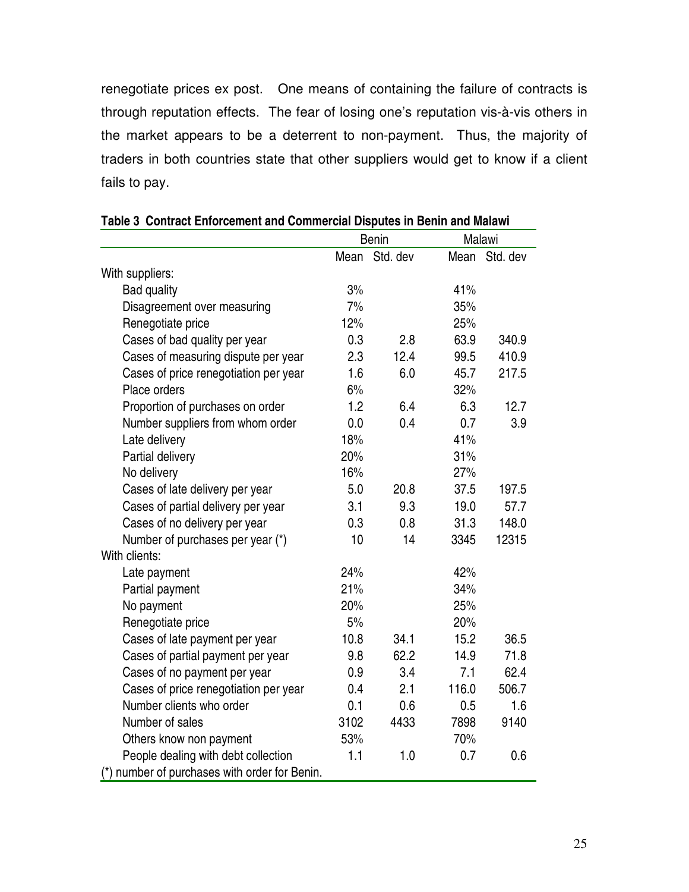renegotiate prices ex post. One means of containing the failure of contracts is through reputation effects. The fear of losing one's reputation vis-à-vis others in the market appears to be a deterrent to non-payment. Thus, the majority of traders in both countries state that other suppliers would get to know if a client fails to pay.

**Table 3 Contract Enforcement and Commercial Disputes in Benin and Malawi**

| | Benin | | Malawi | |
|---|---|---|---|---|
| | Mean | Std. dev | Mean | Std. dev |
| With suppliers: | | | | |
| Bad quality | 3% | | 41% | |
| Disagreement over measuring | 7% | | 35% | |
| Renegotiate price | 12% | | 25% | |
| Cases of bad quality per year | 0.3 | 2.8 | 63.9 | 340.9 |
| Cases of measuring dispute per year | 2.3 | 12.4 | 99.5 | 410.9 |
| Cases of price renegotiation per year | 1.6 | 6.0 | 45.7 | 217.5 |
| Place orders | 6% | | 32% | |
| Proportion of purchases on order | 1.2 | 6.4 | 6.3 | 12.7 |
| Number suppliers from whom order | 0.0 | 0.4 | 0.7 | 3.9 |
| Late delivery | 18% | | 41% | |
| Partial delivery | 20% | | 31% | |
| No delivery | 16% | | 27% | |
| Cases of late delivery per year | 5.0 | 20.8 | 37.5 | 197.5 |
| Cases of partial delivery per year | 3.1 | 9.3 | 19.0 | 57.7 |
| Cases of no delivery per year | 0.3 | 0.8 | 31.3 | 148.0 |
| Number of purchases per year (*) | 10 | 14 | 3345 | 12315 |
| With clients: | | | | |
| Late payment | 24% | | 42% | |
| Partial payment | 21% | | 34% | |
| No payment | 20% | | 25% | |
| Renegotiate price | 5% | | 20% | |
| Cases of late payment per year | 10.8 | 34.1 | 15.2 | 36.5 |
| Cases of partial payment per year | 9.8 | 62.2 | 14.9 | 71.8 |
| Cases of no payment per year | 0.9 | 3.4 | 7.1 | 62.4 |
| Cases of price renegotiation per year | 0.4 | 2.1 | 116.0 | 506.7 |
| Number clients who order | 0.1 | 0.6 | 0.5 | 1.6 |
| Number of sales | 3102 | 4433 | 7898 | 9140 |
| Others know non payment | 53% | | 70% | |
| People dealing with debt collection | 1.1 | 1.0 | 0.7 | 0.6 |

(*) number of purchases with order for Benin.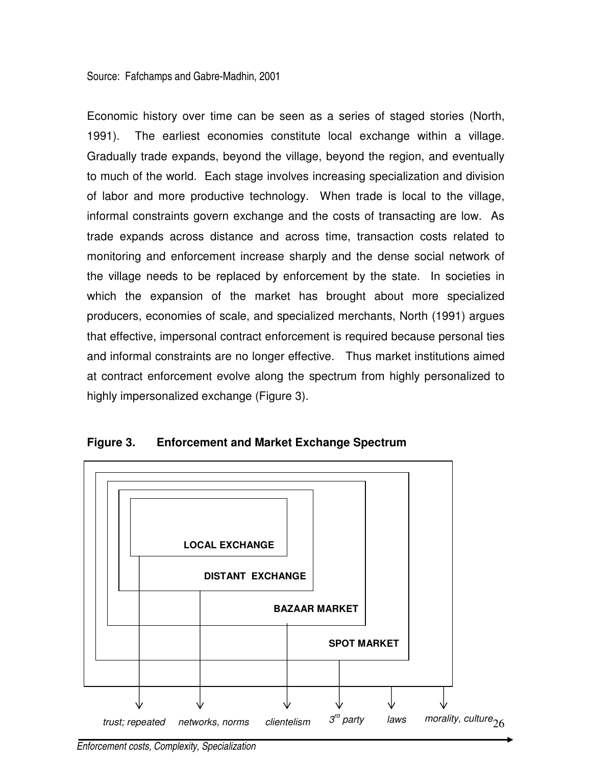Source: Fafchamps and Gabre-Madhin, 2001

Economic history over time can be seen as a series of staged stories (North, 1991). The earliest economies constitute local exchange within a village. Gradually trade expands, beyond the village, beyond the region, and eventually to much of the world. Each stage involves increasing specialization and division of labor and more productive technology. When trade is local to the village, informal constraints govern exchange and the costs of transacting are low. As trade expands across distance and across time, transaction costs related to monitoring and enforcement increase sharply and the dense social network of the village needs to be replaced by enforcement by the state. In societies in which the expansion of the market has brought about more specialized producers, economies of scale, and specialized merchants, North (1991) argues that effective, impersonal contract enforcement is required because personal ties and informal constraints are no longer effective. Thus market institutions aimed at contract enforcement evolve along the spectrum from highly personalized to highly impersonalized exchange (Figure 3).

**Figure 3. Enforcement and Market Exchange Spectrum**

LOCAL EXCHANGE

DISTANT EXCHANGE

BAZAAR MARKET

SPOT MARKET

*trust; repeated* *networks, norms* *clientelism* *3rd party* *laws* *morality, culture*

*Enforcement costs, Complexity, Specialization*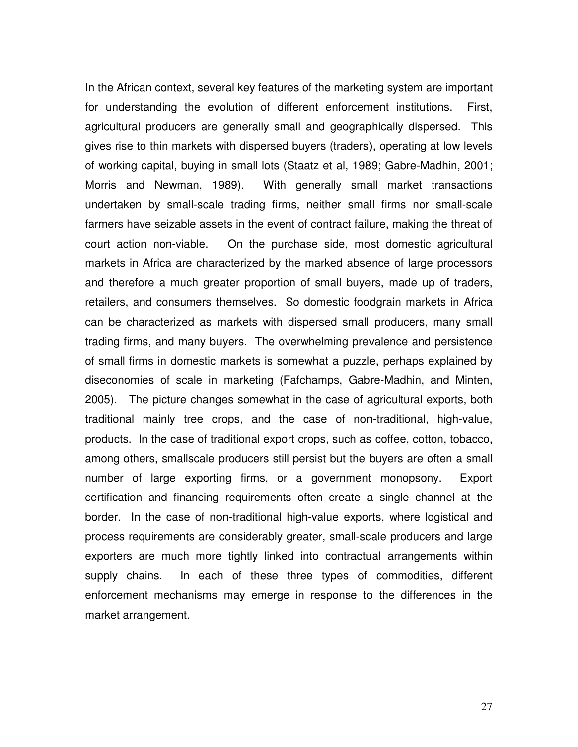In the African context, several key features of the marketing system are important for understanding the evolution of different enforcement institutions. First, agricultural producers are generally small and geographically dispersed. This gives rise to thin markets with dispersed buyers (traders), operating at low levels of working capital, buying in small lots (Staatz et al, 1989; Gabre-Madhin, 2001; Morris and Newman, 1989). With generally small market transactions undertaken by small-scale trading firms, neither small firms nor small-scale farmers have seizable assets in the event of contract failure, making the threat of court action non-viable. On the purchase side, most domestic agricultural markets in Africa are characterized by the marked absence of large processors and therefore a much greater proportion of small buyers, made up of traders, retailers, and consumers themselves. So domestic foodgrain markets in Africa can be characterized as markets with dispersed small producers, many small trading firms, and many buyers. The overwhelming prevalence and persistence of small firms in domestic markets is somewhat a puzzle, perhaps explained by diseconomies of scale in marketing (Fafchamps, Gabre-Madhin, and Minten, 2005). The picture changes somewhat in the case of agricultural exports, both traditional mainly tree crops, and the case of non-traditional, high-value, products. In the case of traditional export crops, such as coffee, cotton, tobacco, among others, smallscale producers still persist but the buyers are often a small number of large exporting firms, or a government monopsony. Export certification and financing requirements often create a single channel at the border. In the case of non-traditional high-value exports, where logistical and process requirements are considerably greater, small-scale producers and large exporters are much more tightly linked into contractual arrangements within supply chains. In each of these three types of commodities, different enforcement mechanisms may emerge in response to the differences in the market arrangement.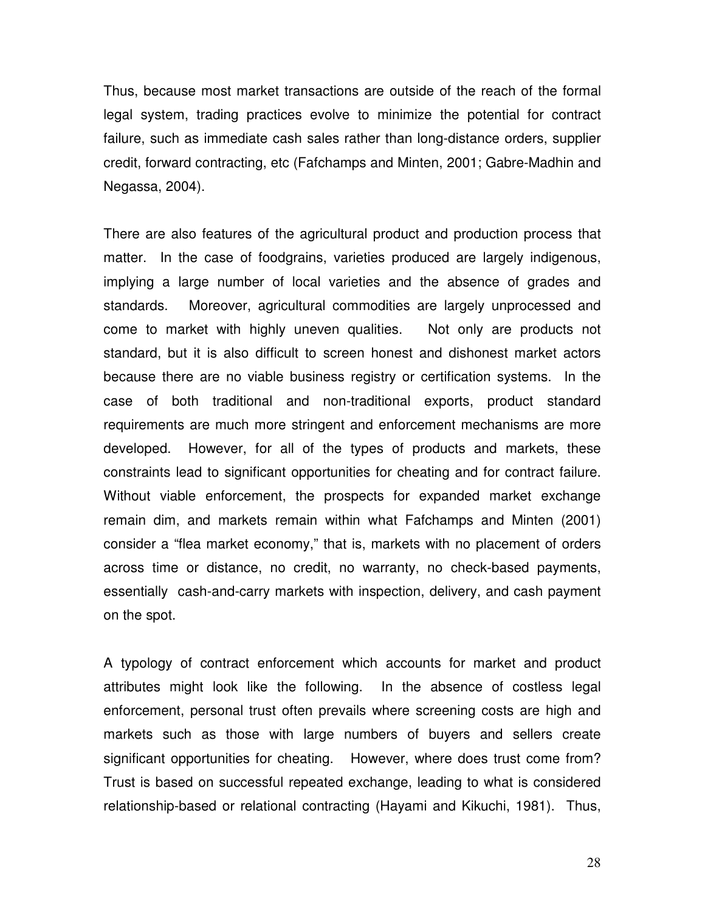Thus, because most market transactions are outside of the reach of the formal legal system, trading practices evolve to minimize the potential for contract failure, such as immediate cash sales rather than long-distance orders, supplier credit, forward contracting, etc (Fafchamps and Minten, 2001; Gabre-Madhin and Negassa, 2004).

There are also features of the agricultural product and production process that matter. In the case of foodgrains, varieties produced are largely indigenous, implying a large number of local varieties and the absence of grades and standards. Moreover, agricultural commodities are largely unprocessed and come to market with highly uneven qualities. Not only are products not standard, but it is also difficult to screen honest and dishonest market actors because there are no viable business registry or certification systems. In the case of both traditional and non-traditional exports, product standard requirements are much more stringent and enforcement mechanisms are more developed. However, for all of the types of products and markets, these constraints lead to significant opportunities for cheating and for contract failure. Without viable enforcement, the prospects for expanded market exchange remain dim, and markets remain within what Fafchamps and Minten (2001) consider a "flea market economy," that is, markets with no placement of orders across time or distance, no credit, no warranty, no check-based payments, essentially cash-and-carry markets with inspection, delivery, and cash payment on the spot.

A typology of contract enforcement which accounts for market and product attributes might look like the following. In the absence of costless legal enforcement, personal trust often prevails where screening costs are high and markets such as those with large numbers of buyers and sellers create significant opportunities for cheating. However, where does trust come from? Trust is based on successful repeated exchange, leading to what is considered relationship-based or relational contracting (Hayami and Kikuchi, 1981). Thus,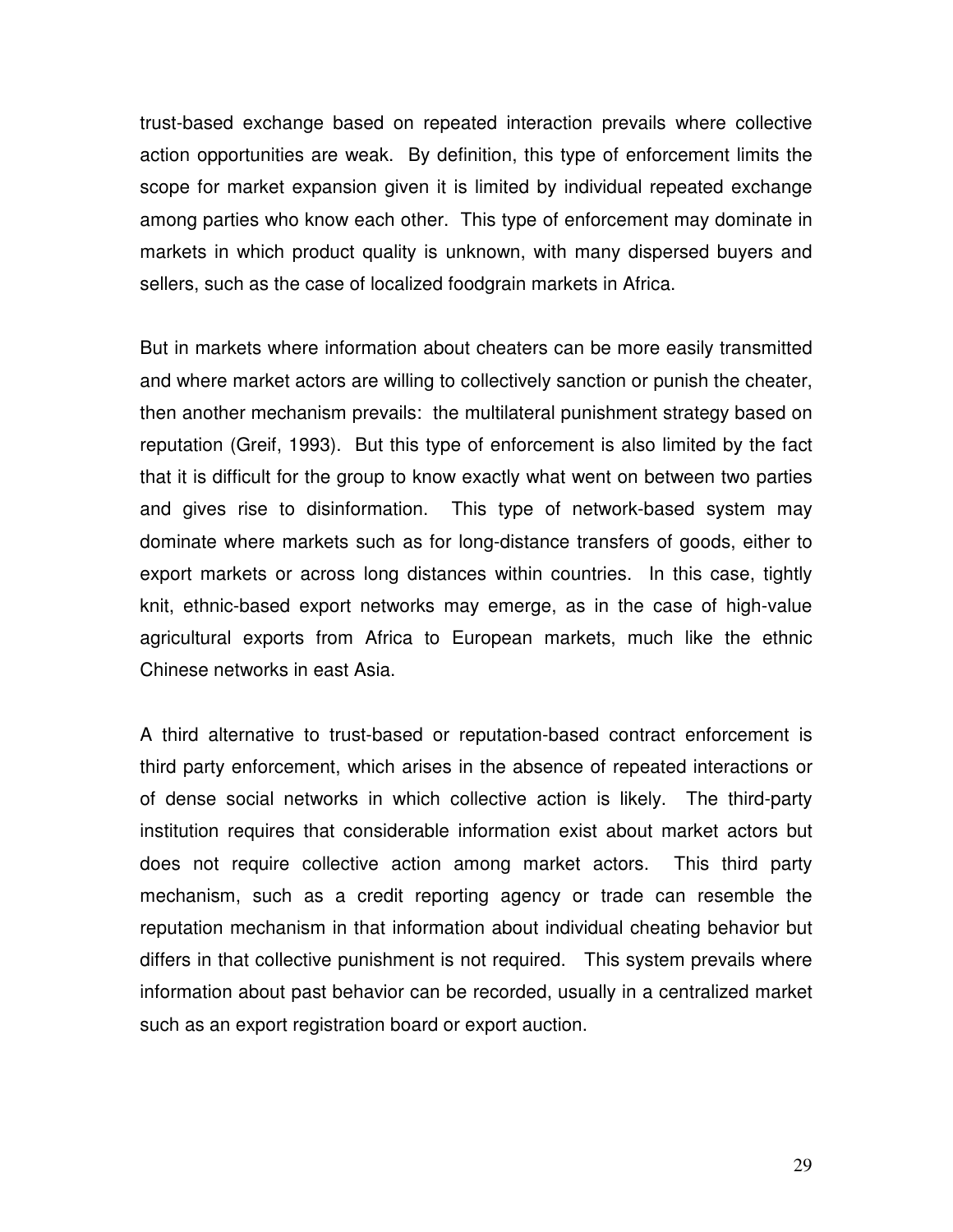trust-based exchange based on repeated interaction prevails where collective action opportunities are weak. By definition, this type of enforcement limits the scope for market expansion given it is limited by individual repeated exchange among parties who know each other. This type of enforcement may dominate in markets in which product quality is unknown, with many dispersed buyers and sellers, such as the case of localized foodgrain markets in Africa.

But in markets where information about cheaters can be more easily transmitted and where market actors are willing to collectively sanction or punish the cheater, then another mechanism prevails: the multilateral punishment strategy based on reputation (Greif, 1993). But this type of enforcement is also limited by the fact that it is difficult for the group to know exactly what went on between two parties and gives rise to disinformation. This type of network-based system may dominate where markets such as for long-distance transfers of goods, either to export markets or across long distances within countries. In this case, tightly knit, ethnic-based export networks may emerge, as in the case of high-value agricultural exports from Africa to European markets, much like the ethnic Chinese networks in east Asia.

A third alternative to trust-based or reputation-based contract enforcement is third party enforcement, which arises in the absence of repeated interactions or of dense social networks in which collective action is likely. The third-party institution requires that considerable information exist about market actors but does not require collective action among market actors. This third party mechanism, such as a credit reporting agency or trade can resemble the reputation mechanism in that information about individual cheating behavior but differs in that collective punishment is not required. This system prevails where information about past behavior can be recorded, usually in a centralized market such as an export registration board or export auction.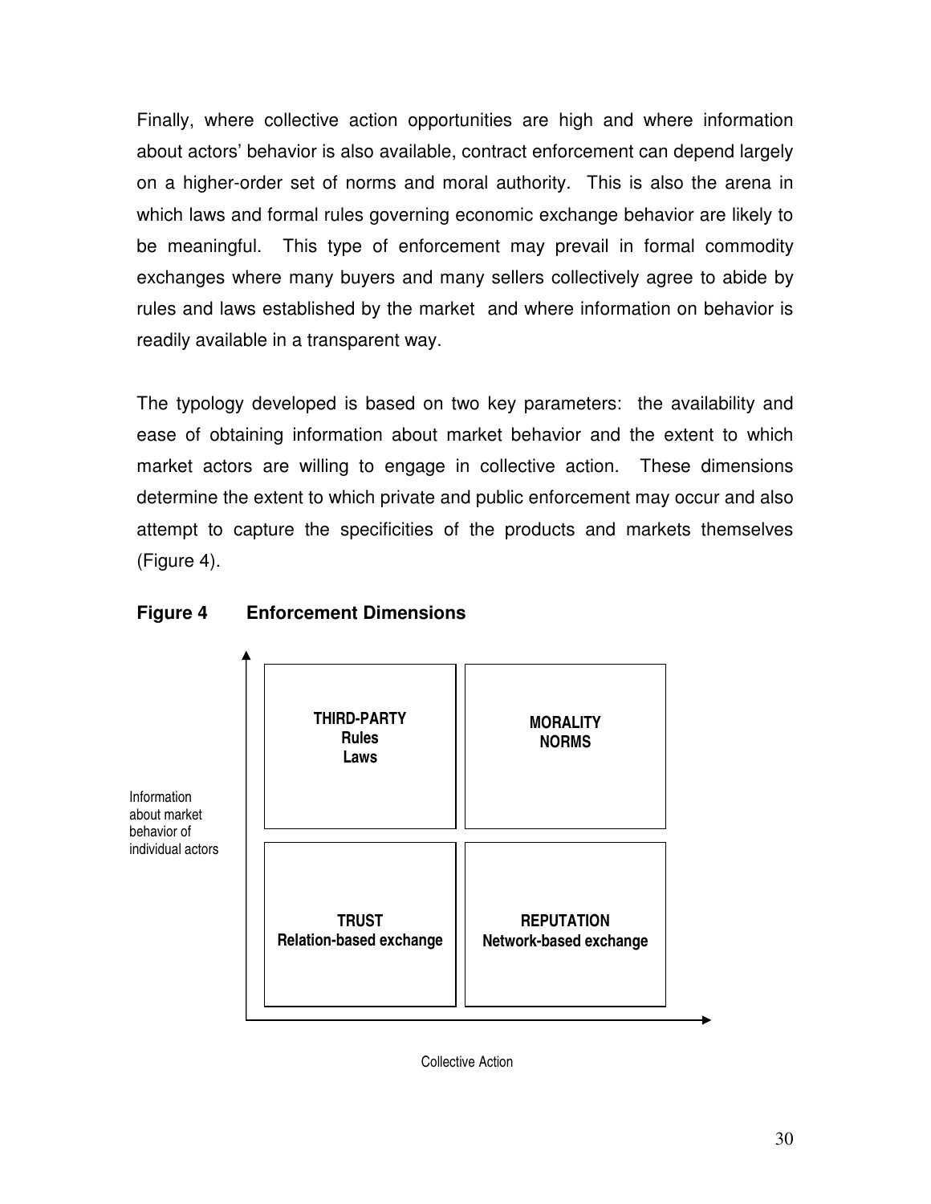Finally, where collective action opportunities are high and where information about actors' behavior is also available, contract enforcement can depend largely on a higher-order set of norms and moral authority. This is also the arena in which laws and formal rules governing economic exchange behavior are likely to be meaningful. This type of enforcement may prevail in formal commodity exchanges where many buyers and many sellers collectively agree to abide by rules and laws established by the market and where information on behavior is readily available in a transparent way.

The typology developed is based on two key parameters: the availability and ease of obtaining information about market behavior and the extent to which market actors are willing to engage in collective action. These dimensions determine the extent to which private and public enforcement may occur and also attempt to capture the specificities of the products and markets themselves (Figure 4).

**Figure 4 Enforcement Dimensions**

| Information about market behavior of individual actors (↑) / Collective Action (→) | | |
|---|---|---|
| High information | **THIRD-PARTY** **Rules** **Laws** | **MORALITY** **NORMS** |
| Low information | **TRUST** **Relation-based exchange** | **REPUTATION** **Network-based exchange** |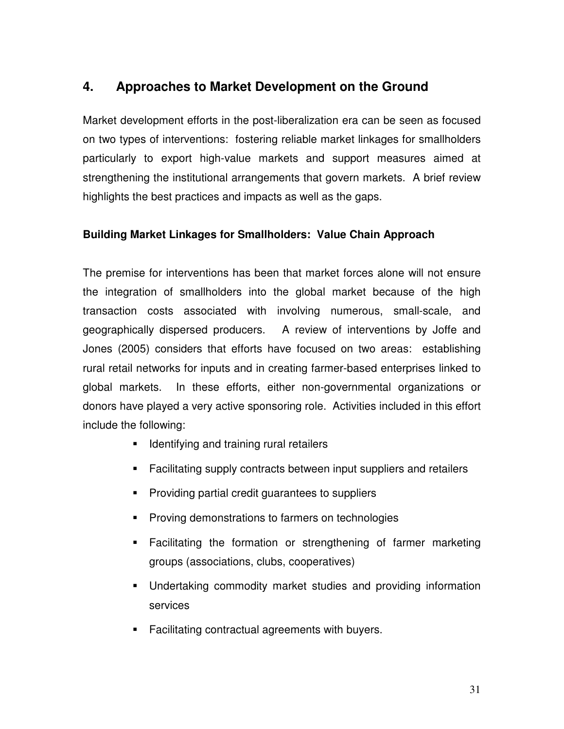## 4. Approaches to Market Development on the Ground

Market development efforts in the post-liberalization era can be seen as focused on two types of interventions: fostering reliable market linkages for smallholders particularly to export high-value markets and support measures aimed at strengthening the institutional arrangements that govern markets. A brief review highlights the best practices and impacts as well as the gaps.

**Building Market Linkages for Smallholders: Value Chain Approach**

The premise for interventions has been that market forces alone will not ensure the integration of smallholders into the global market because of the high transaction costs associated with involving numerous, small-scale, and geographically dispersed producers. A review of interventions by Joffe and Jones (2005) considers that efforts have focused on two areas: establishing rural retail networks for inputs and in creating farmer-based enterprises linked to global markets. In these efforts, either non-governmental organizations or donors have played a very active sponsoring role. Activities included in this effort include the following:

- Identifying and training rural retailers
- Facilitating supply contracts between input suppliers and retailers
- Providing partial credit guarantees to suppliers
- Proving demonstrations to farmers on technologies
- Facilitating the formation or strengthening of farmer marketing groups (associations, clubs, cooperatives)
- Undertaking commodity market studies and providing information services
- Facilitating contractual agreements with buyers.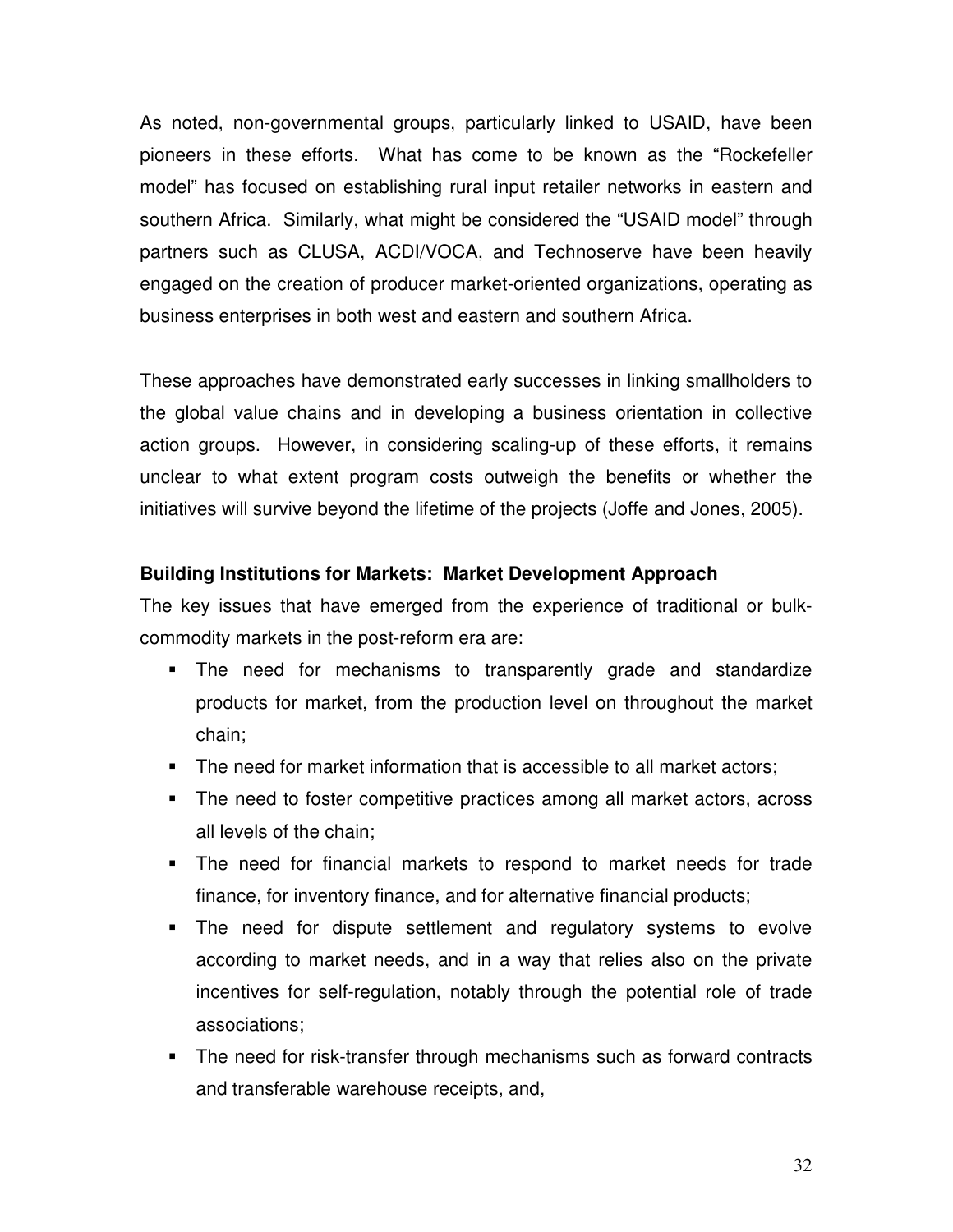As noted, non-governmental groups, particularly linked to USAID, have been pioneers in these efforts. What has come to be known as the "Rockefeller model" has focused on establishing rural input retailer networks in eastern and southern Africa. Similarly, what might be considered the "USAID model" through partners such as CLUSA, ACDI/VOCA, and Technoserve have been heavily engaged on the creation of producer market-oriented organizations, operating as business enterprises in both west and eastern and southern Africa.

These approaches have demonstrated early successes in linking smallholders to the global value chains and in developing a business orientation in collective action groups. However, in considering scaling-up of these efforts, it remains unclear to what extent program costs outweigh the benefits or whether the initiatives will survive beyond the lifetime of the projects (Joffe and Jones, 2005).

**Building Institutions for Markets: Market Development Approach**

The key issues that have emerged from the experience of traditional or bulk-commodity markets in the post-reform era are:

- The need for mechanisms to transparently grade and standardize products for market, from the production level on throughout the market chain;
- The need for market information that is accessible to all market actors;
- The need to foster competitive practices among all market actors, across all levels of the chain;
- The need for financial markets to respond to market needs for trade finance, for inventory finance, and for alternative financial products;
- The need for dispute settlement and regulatory systems to evolve according to market needs, and in a way that relies also on the private incentives for self-regulation, notably through the potential role of trade associations;
- The need for risk-transfer through mechanisms such as forward contracts and transferable warehouse receipts, and,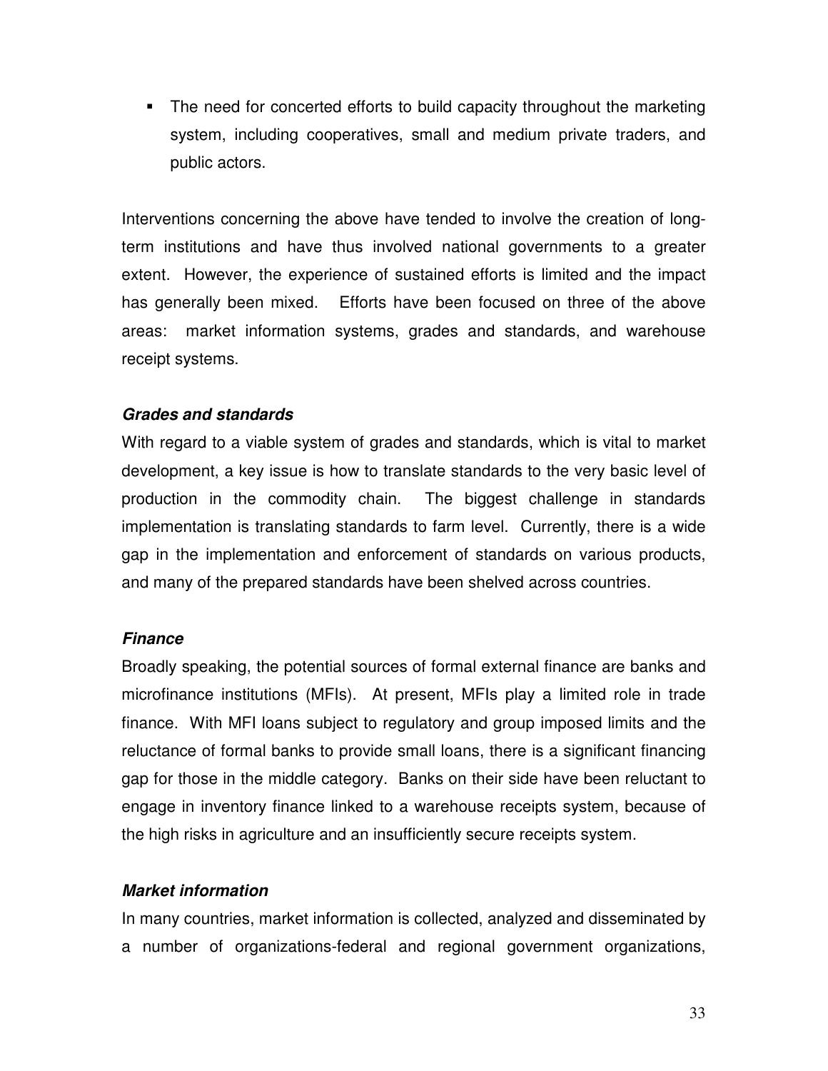- The need for concerted efforts to build capacity throughout the marketing system, including cooperatives, small and medium private traders, and public actors.

Interventions concerning the above have tended to involve the creation of long-term institutions and have thus involved national governments to a greater extent. However, the experience of sustained efforts is limited and the impact has generally been mixed. Efforts have been focused on three of the above areas: market information systems, grades and standards, and warehouse receipt systems.

***Grades and standards***

With regard to a viable system of grades and standards, which is vital to market development, a key issue is how to translate standards to the very basic level of production in the commodity chain. The biggest challenge in standards implementation is translating standards to farm level. Currently, there is a wide gap in the implementation and enforcement of standards on various products, and many of the prepared standards have been shelved across countries.

***Finance***

Broadly speaking, the potential sources of formal external finance are banks and microfinance institutions (MFIs). At present, MFIs play a limited role in trade finance. With MFI loans subject to regulatory and group imposed limits and the reluctance of formal banks to provide small loans, there is a significant financing gap for those in the middle category. Banks on their side have been reluctant to engage in inventory finance linked to a warehouse receipts system, because of the high risks in agriculture and an insufficiently secure receipts system.

***Market information***

In many countries, market information is collected, analyzed and disseminated by a number of organizations-federal and regional government organizations,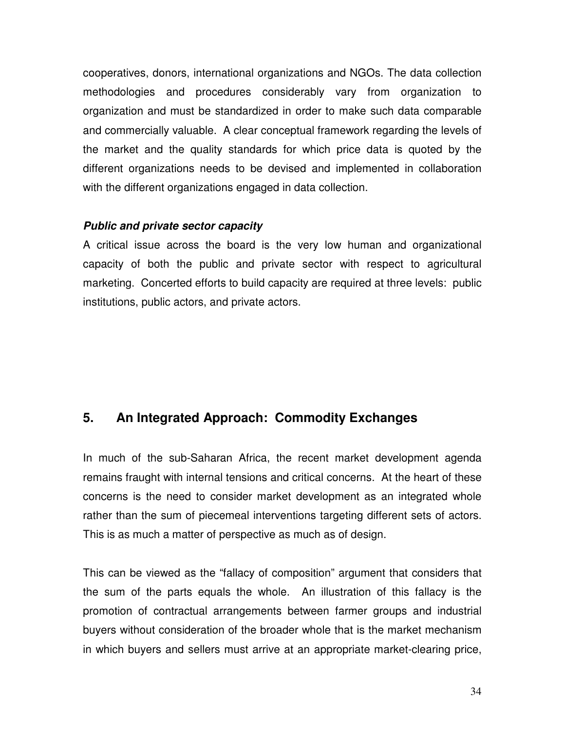cooperatives, donors, international organizations and NGOs. The data collection methodologies and procedures considerably vary from organization to organization and must be standardized in order to make such data comparable and commercially valuable. A clear conceptual framework regarding the levels of the market and the quality standards for which price data is quoted by the different organizations needs to be devised and implemented in collaboration with the different organizations engaged in data collection.

***Public and private sector capacity***

A critical issue across the board is the very low human and organizational capacity of both the public and private sector with respect to agricultural marketing. Concerted efforts to build capacity are required at three levels: public institutions, public actors, and private actors.

## 5. An Integrated Approach: Commodity Exchanges

In much of the sub-Saharan Africa, the recent market development agenda remains fraught with internal tensions and critical concerns. At the heart of these concerns is the need to consider market development as an integrated whole rather than the sum of piecemeal interventions targeting different sets of actors. This is as much a matter of perspective as much as of design.

This can be viewed as the "fallacy of composition" argument that considers that the sum of the parts equals the whole. An illustration of this fallacy is the promotion of contractual arrangements between farmer groups and industrial buyers without consideration of the broader whole that is the market mechanism in which buyers and sellers must arrive at an appropriate market-clearing price,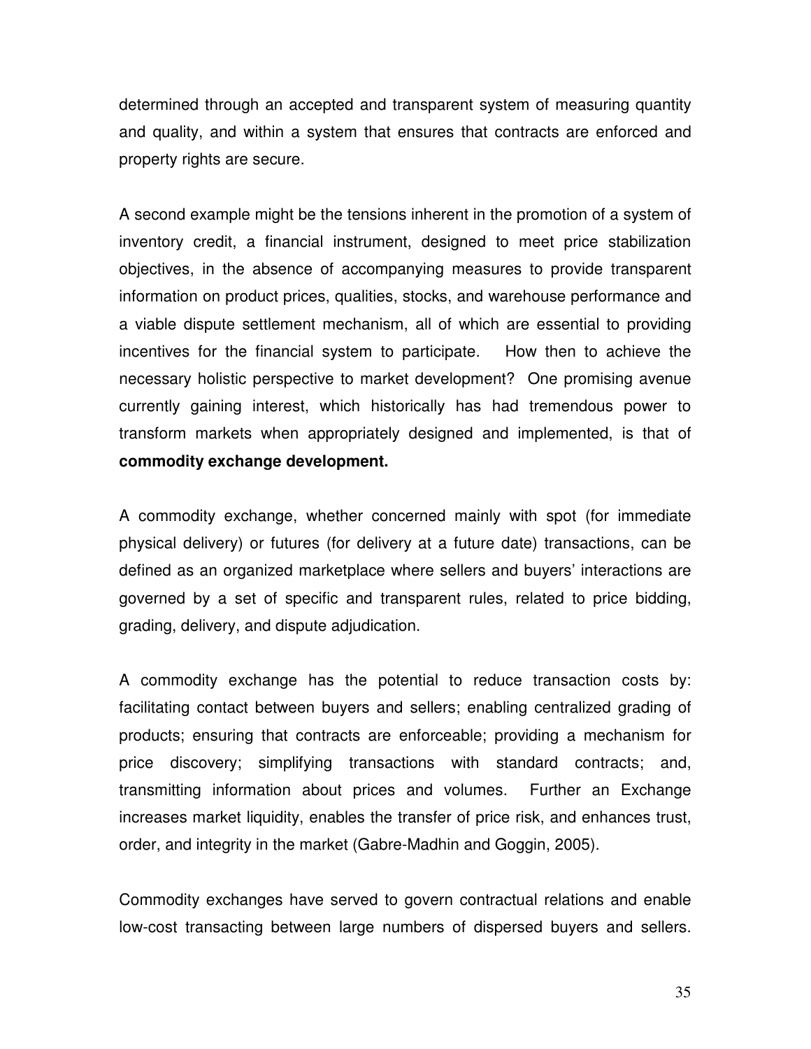determined through an accepted and transparent system of measuring quantity and quality, and within a system that ensures that contracts are enforced and property rights are secure.

A second example might be the tensions inherent in the promotion of a system of inventory credit, a financial instrument, designed to meet price stabilization objectives, in the absence of accompanying measures to provide transparent information on product prices, qualities, stocks, and warehouse performance and a viable dispute settlement mechanism, all of which are essential to providing incentives for the financial system to participate. How then to achieve the necessary holistic perspective to market development? One promising avenue currently gaining interest, which historically has had tremendous power to transform markets when appropriately designed and implemented, is that of **commodity exchange development.**

A commodity exchange, whether concerned mainly with spot (for immediate physical delivery) or futures (for delivery at a future date) transactions, can be defined as an organized marketplace where sellers and buyers' interactions are governed by a set of specific and transparent rules, related to price bidding, grading, delivery, and dispute adjudication.

A commodity exchange has the potential to reduce transaction costs by: facilitating contact between buyers and sellers; enabling centralized grading of products; ensuring that contracts are enforceable; providing a mechanism for price discovery; simplifying transactions with standard contracts; and, transmitting information about prices and volumes. Further an Exchange increases market liquidity, enables the transfer of price risk, and enhances trust, order, and integrity in the market (Gabre-Madhin and Goggin, 2005).

Commodity exchanges have served to govern contractual relations and enable low-cost transacting between large numbers of dispersed buyers and sellers.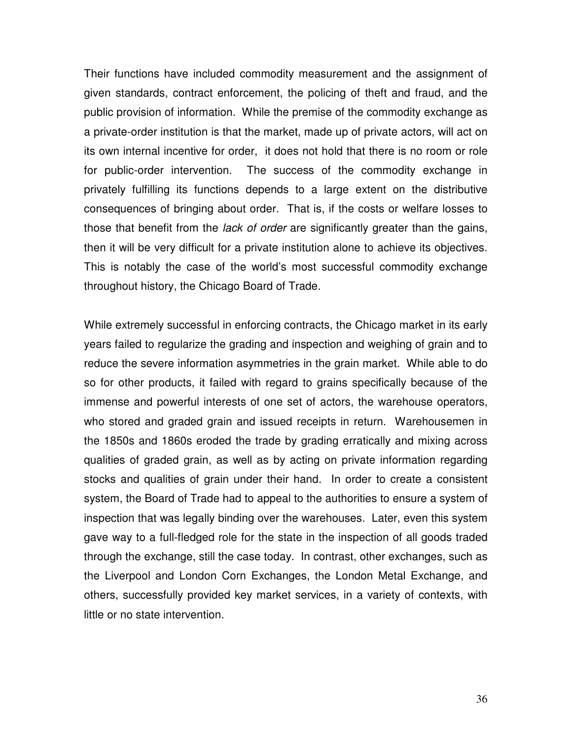Their functions have included commodity measurement and the assignment of given standards, contract enforcement, the policing of theft and fraud, and the public provision of information. While the premise of the commodity exchange as a private-order institution is that the market, made up of private actors, will act on its own internal incentive for order, it does not hold that there is no room or role for public-order intervention. The success of the commodity exchange in privately fulfilling its functions depends to a large extent on the distributive consequences of bringing about order. That is, if the costs or welfare losses to those that benefit from the *lack of order* are significantly greater than the gains, then it will be very difficult for a private institution alone to achieve its objectives. This is notably the case of the world's most successful commodity exchange throughout history, the Chicago Board of Trade.

While extremely successful in enforcing contracts, the Chicago market in its early years failed to regularize the grading and inspection and weighing of grain and to reduce the severe information asymmetries in the grain market. While able to do so for other products, it failed with regard to grains specifically because of the immense and powerful interests of one set of actors, the warehouse operators, who stored and graded grain and issued receipts in return. Warehousemen in the 1850s and 1860s eroded the trade by grading erratically and mixing across qualities of graded grain, as well as by acting on private information regarding stocks and qualities of grain under their hand. In order to create a consistent system, the Board of Trade had to appeal to the authorities to ensure a system of inspection that was legally binding over the warehouses. Later, even this system gave way to a full-fledged role for the state in the inspection of all goods traded through the exchange, still the case today. In contrast, other exchanges, such as the Liverpool and London Corn Exchanges, the London Metal Exchange, and others, successfully provided key market services, in a variety of contexts, with little or no state intervention.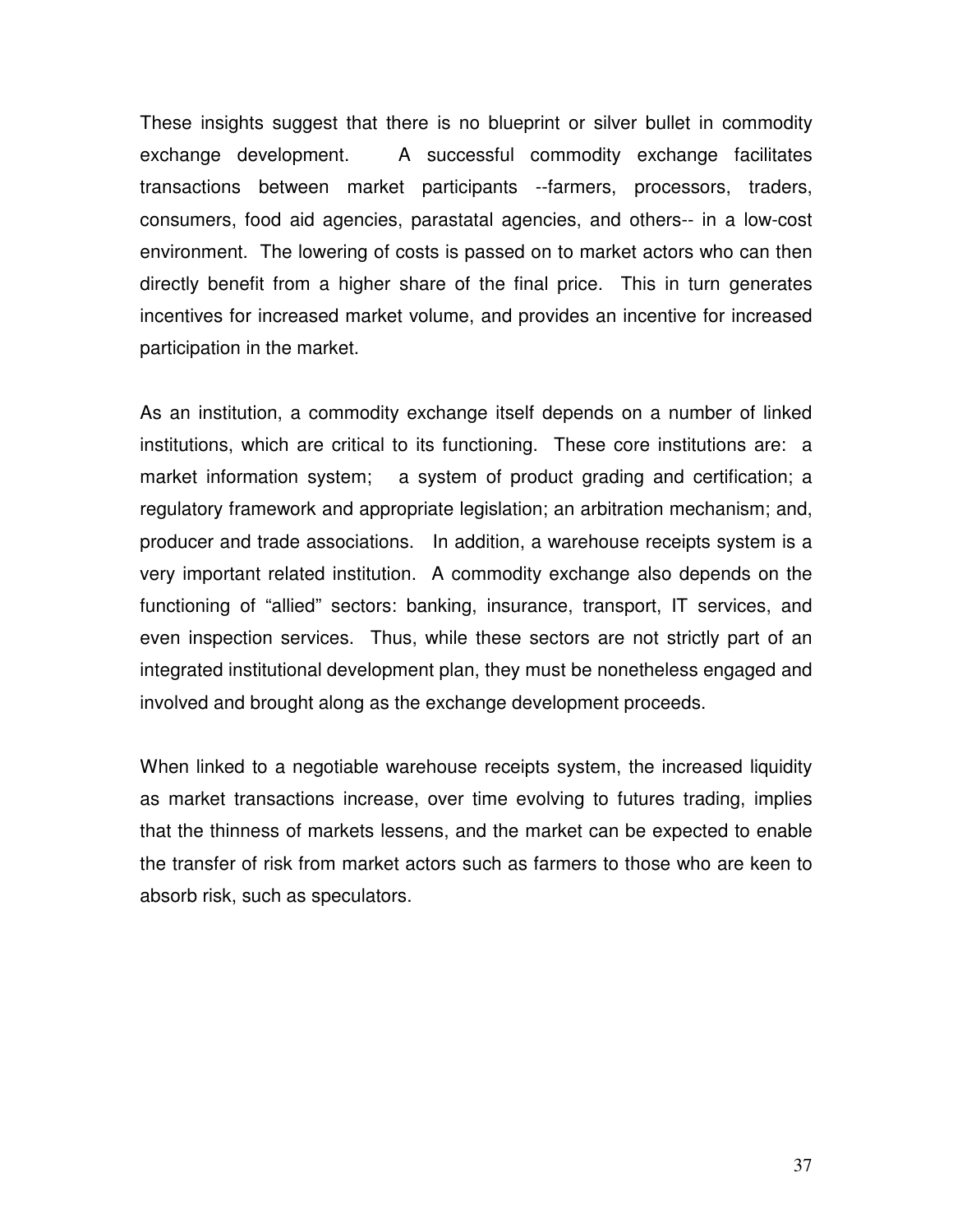These insights suggest that there is no blueprint or silver bullet in commodity exchange development. A successful commodity exchange facilitates transactions between market participants --farmers, processors, traders, consumers, food aid agencies, parastatal agencies, and others-- in a low-cost environment. The lowering of costs is passed on to market actors who can then directly benefit from a higher share of the final price. This in turn generates incentives for increased market volume, and provides an incentive for increased participation in the market.

As an institution, a commodity exchange itself depends on a number of linked institutions, which are critical to its functioning. These core institutions are: a market information system; a system of product grading and certification; a regulatory framework and appropriate legislation; an arbitration mechanism; and, producer and trade associations. In addition, a warehouse receipts system is a very important related institution. A commodity exchange also depends on the functioning of "allied" sectors: banking, insurance, transport, IT services, and even inspection services. Thus, while these sectors are not strictly part of an integrated institutional development plan, they must be nonetheless engaged and involved and brought along as the exchange development proceeds.

When linked to a negotiable warehouse receipts system, the increased liquidity as market transactions increase, over time evolving to futures trading, implies that the thinness of markets lessens, and the market can be expected to enable the transfer of risk from market actors such as farmers to those who are keen to absorb risk, such as speculators.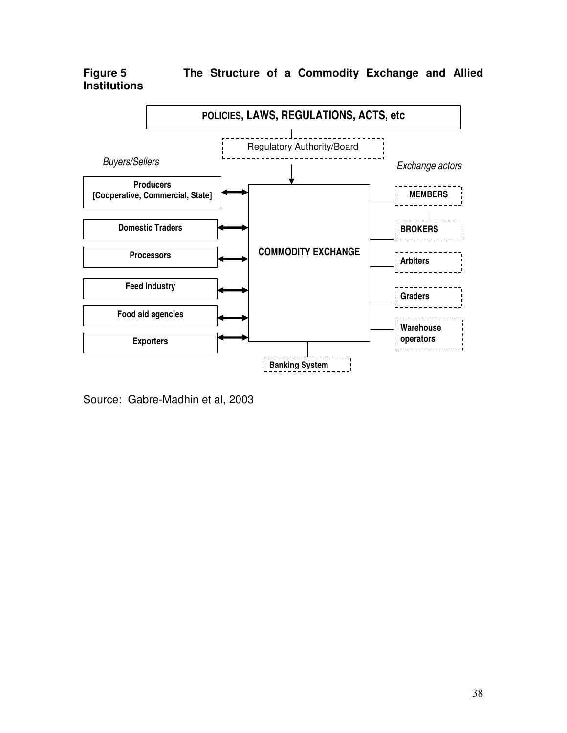**Figure 5 The Structure of a Commodity Exchange and Allied Institutions**

POLICIES, LAWS, REGULATIONS, ACTS, etc

Regulatory Authority/Board

*Buyers/Sellers*

- **Producers [Cooperative, Commercial, State]**
- **Domestic Traders**
- **Processors**
- **Feed Industry**
- **Food aid agencies**
- **Exporters**

**COMMODITY EXCHANGE**

*Exchange actors*

- **MEMBERS**
- **BROKERS**
- **Arbiters**
- **Graders**
- **Warehouse operators**

**Banking System**

Source: Gabre-Madhin et al, 2003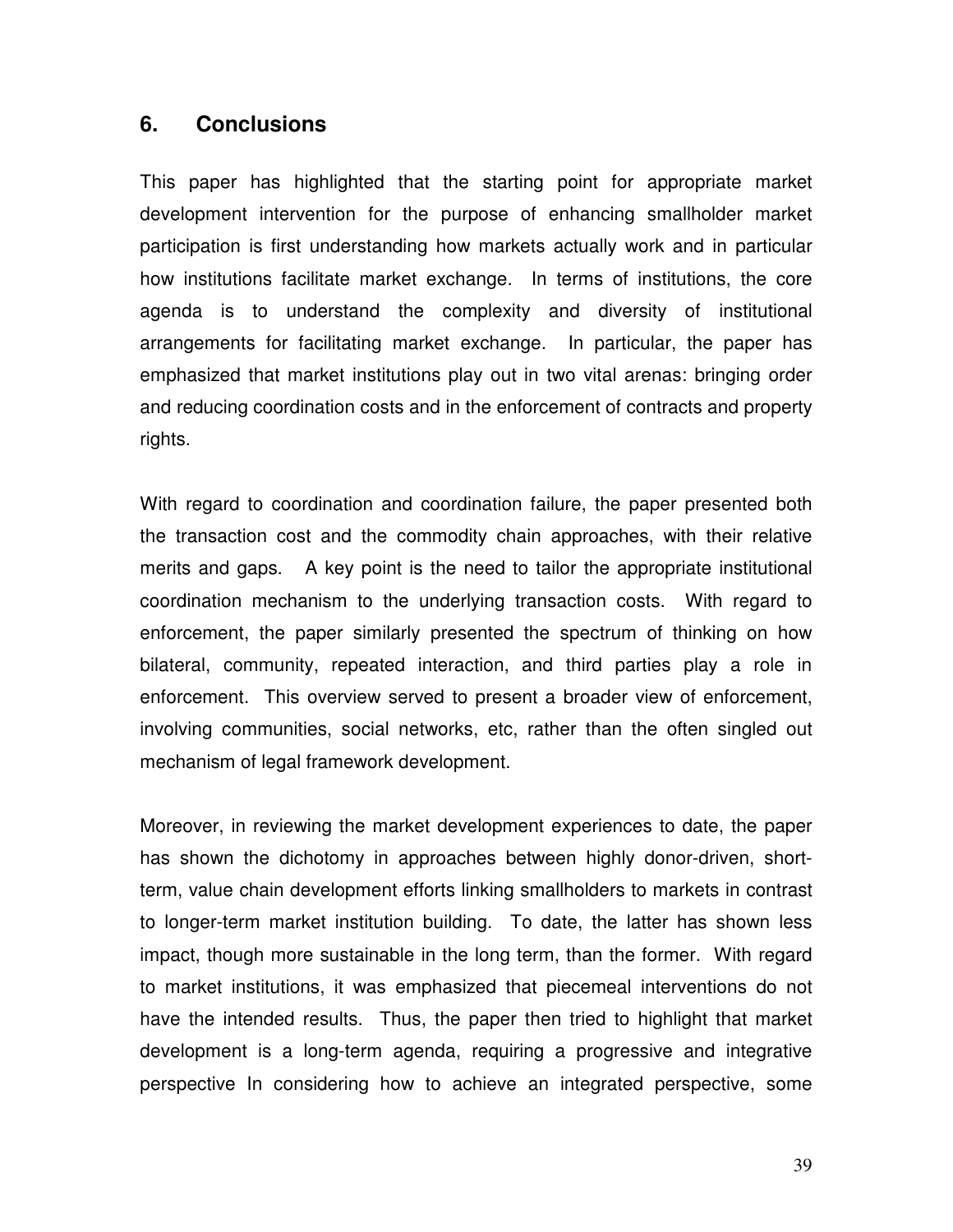## 6. Conclusions

This paper has highlighted that the starting point for appropriate market development intervention for the purpose of enhancing smallholder market participation is first understanding how markets actually work and in particular how institutions facilitate market exchange. In terms of institutions, the core agenda is to understand the complexity and diversity of institutional arrangements for facilitating market exchange. In particular, the paper has emphasized that market institutions play out in two vital arenas: bringing order and reducing coordination costs and in the enforcement of contracts and property rights.

With regard to coordination and coordination failure, the paper presented both the transaction cost and the commodity chain approaches, with their relative merits and gaps. A key point is the need to tailor the appropriate institutional coordination mechanism to the underlying transaction costs. With regard to enforcement, the paper similarly presented the spectrum of thinking on how bilateral, community, repeated interaction, and third parties play a role in enforcement. This overview served to present a broader view of enforcement, involving communities, social networks, etc, rather than the often singled out mechanism of legal framework development.

Moreover, in reviewing the market development experiences to date, the paper has shown the dichotomy in approaches between highly donor-driven, short-term, value chain development efforts linking smallholders to markets in contrast to longer-term market institution building. To date, the latter has shown less impact, though more sustainable in the long term, than the former. With regard to market institutions, it was emphasized that piecemeal interventions do not have the intended results. Thus, the paper then tried to highlight that market development is a long-term agenda, requiring a progressive and integrative perspective In considering how to achieve an integrated perspective, some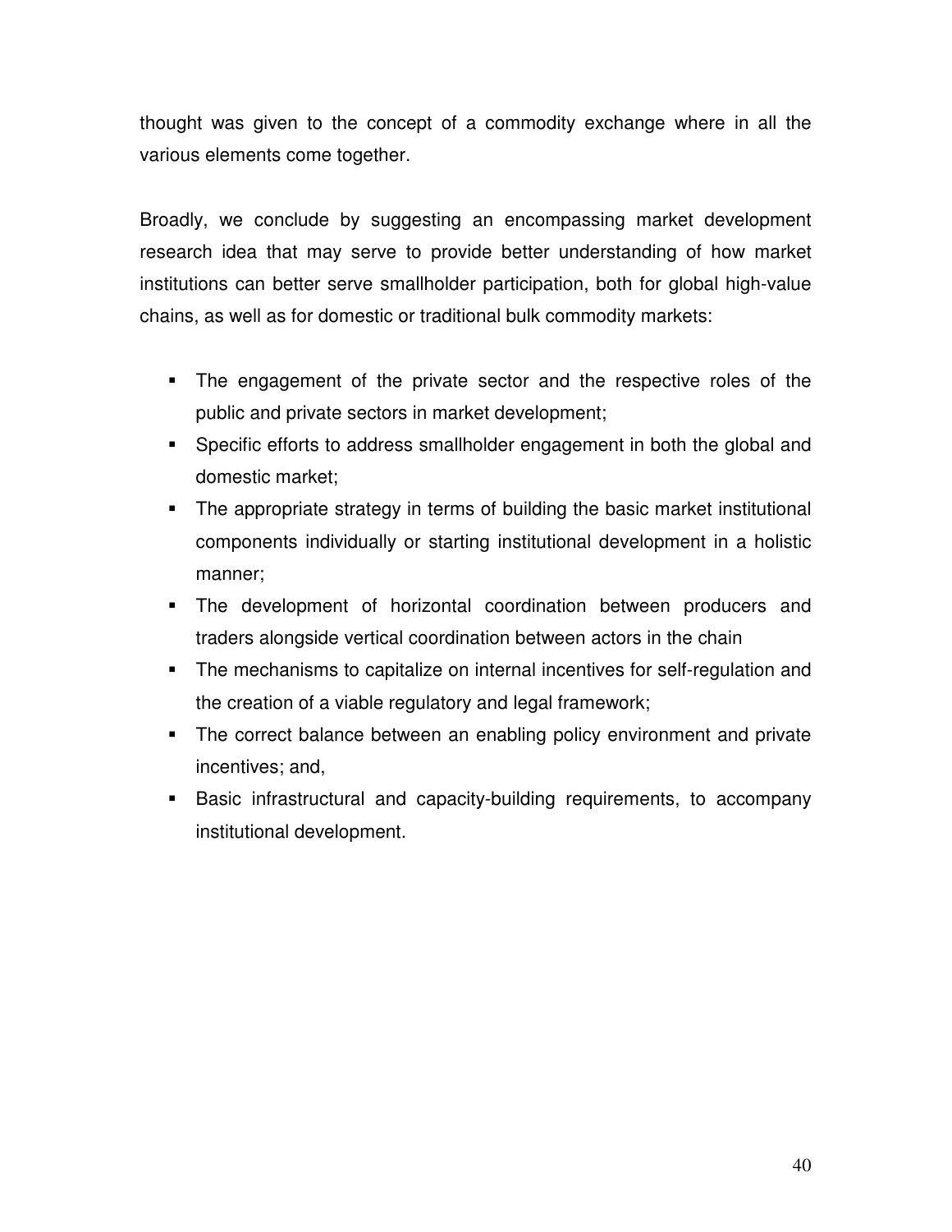thought was given to the concept of a commodity exchange where in all the various elements come together.

Broadly, we conclude by suggesting an encompassing market development research idea that may serve to provide better understanding of how market institutions can better serve smallholder participation, both for global high-value chains, as well as for domestic or traditional bulk commodity markets:

- The engagement of the private sector and the respective roles of the public and private sectors in market development;
- Specific efforts to address smallholder engagement in both the global and domestic market;
- The appropriate strategy in terms of building the basic market institutional components individually or starting institutional development in a holistic manner;
- The development of horizontal coordination between producers and traders alongside vertical coordination between actors in the chain
- The mechanisms to capitalize on internal incentives for self-regulation and the creation of a viable regulatory and legal framework;
- The correct balance between an enabling policy environment and private incentives; and,
- Basic infrastructural and capacity-building requirements, to accompany institutional development.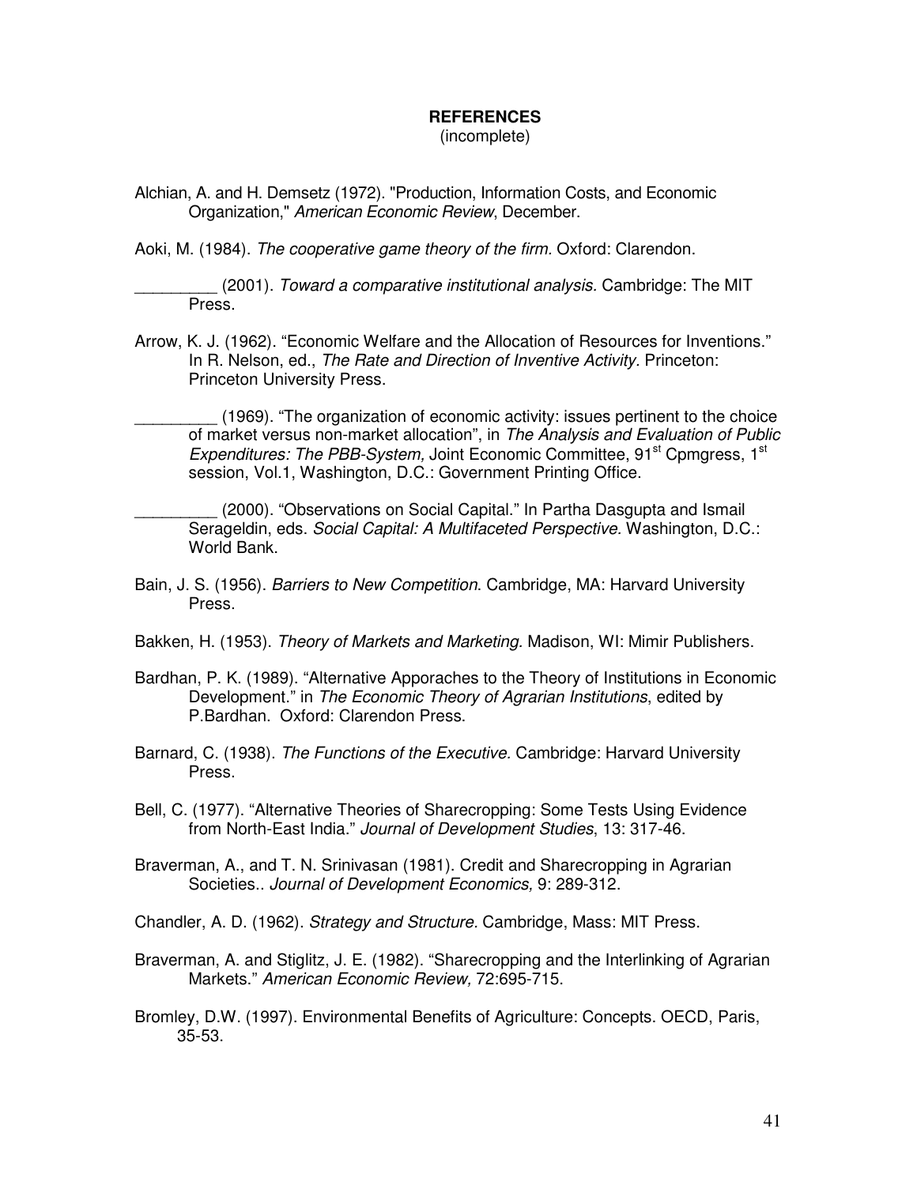# REFERENCES

(incomplete)

Alchian, A. and H. Demsetz (1972). "Production, Information Costs, and Economic Organization," *American Economic Review*, December.

Aoki, M. (1984). *The cooperative game theory of the firm.* Oxford: Clarendon.

_________ (2001). *Toward a comparative institutional analysis.* Cambridge: The MIT Press.

Arrow, K. J. (1962). "Economic Welfare and the Allocation of Resources for Inventions." In R. Nelson, ed., *The Rate and Direction of Inventive Activity.* Princeton: Princeton University Press.

_________ (1969). "The organization of economic activity: issues pertinent to the choice of market versus non-market allocation", in *The Analysis and Evaluation of Public Expenditures: The PBB-System,* Joint Economic Committee, 91st Cpmgress, 1st session, Vol.1, Washington, D.C.: Government Printing Office.

_________ (2000). "Observations on Social Capital." In Partha Dasgupta and Ismail Serageldin, eds. *Social Capital: A Multifaceted Perspective.* Washington, D.C.: World Bank.

Bain, J. S. (1956). *Barriers to New Competition*. Cambridge, MA: Harvard University Press.

Bakken, H. (1953). *Theory of Markets and Marketing.* Madison, WI: Mimir Publishers.

Bardhan, P. K. (1989). "Alternative Apporaches to the Theory of Institutions in Economic Development." in *The Economic Theory of Agrarian Institutions*, edited by P.Bardhan. Oxford: Clarendon Press.

Barnard, C. (1938). *The Functions of the Executive.* Cambridge: Harvard University Press.

Bell, C. (1977). "Alternative Theories of Sharecropping: Some Tests Using Evidence from North-East India." *Journal of Development Studies*, 13: 317-46.

Braverman, A., and T. N. Srinivasan (1981). Credit and Sharecropping in Agrarian Societies.. *Journal of Development Economics,* 9: 289-312.

Chandler, A. D. (1962). *Strategy and Structure.* Cambridge, Mass: MIT Press.

Braverman, A. and Stiglitz, J. E. (1982). "Sharecropping and the Interlinking of Agrarian Markets." *American Economic Review,* 72:695-715.

Bromley, D.W. (1997). Environmental Benefits of Agriculture: Concepts. OECD, Paris, 35-53.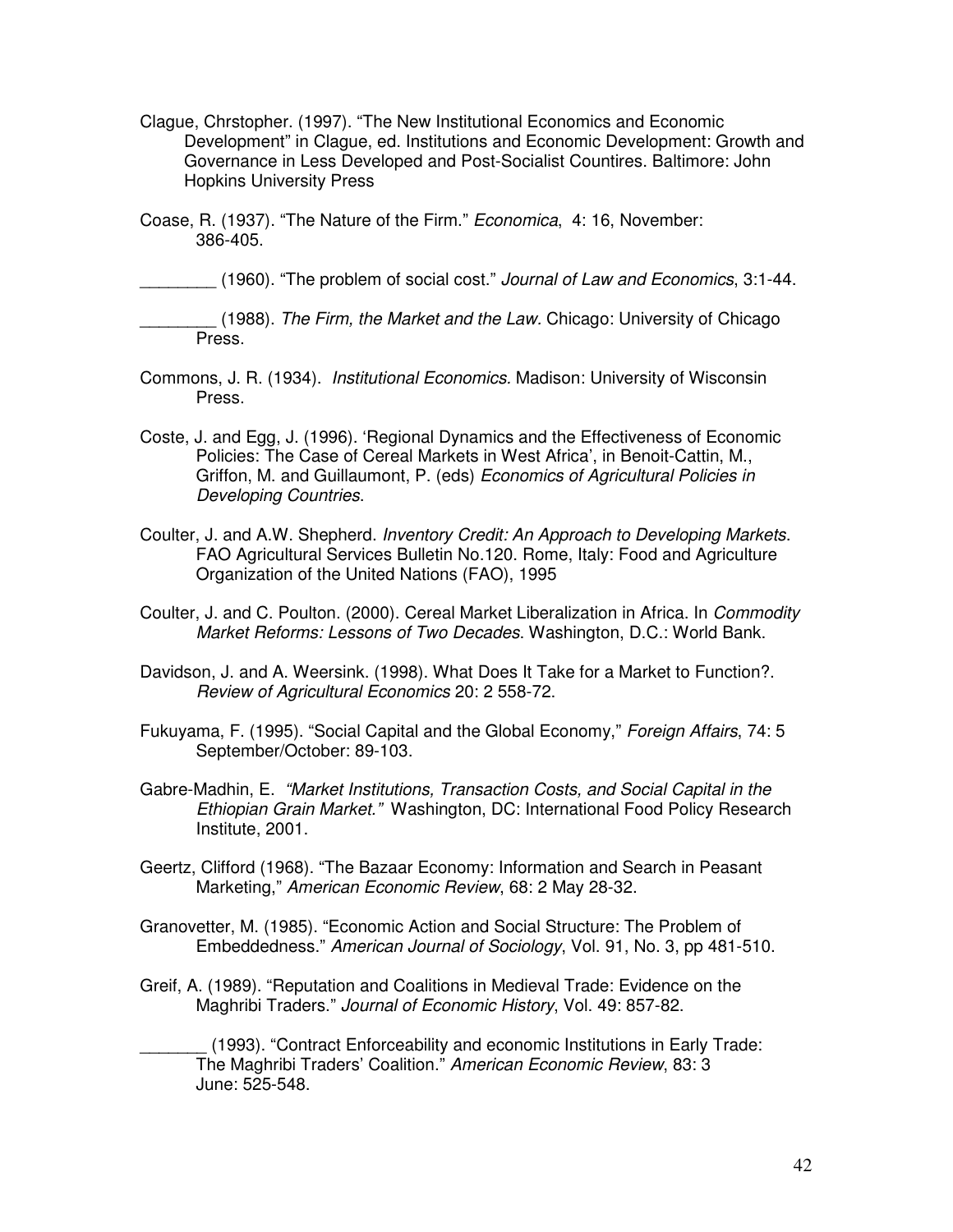Clague, Chrstopher. (1997). "The New Institutional Economics and Economic Development" in Clague, ed. Institutions and Economic Development: Growth and Governance in Less Developed and Post-Socialist Countires. Baltimore: John Hopkins University Press

Coase, R. (1937). "The Nature of the Firm." *Economica*, 4: 16, November: 386-405.

________ (1960). "The problem of social cost." *Journal of Law and Economics*, 3:1-44.

________ (1988). *The Firm, the Market and the Law.* Chicago: University of Chicago Press.

Commons, J. R. (1934). *Institutional Economics.* Madison: University of Wisconsin Press.

Coste, J. and Egg, J. (1996). 'Regional Dynamics and the Effectiveness of Economic Policies: The Case of Cereal Markets in West Africa', in Benoit-Cattin, M., Griffon, M. and Guillaumont, P. (eds) *Economics of Agricultural Policies in Developing Countries*.

Coulter, J. and A.W. Shepherd. *Inventory Credit: An Approach to Developing Markets*. FAO Agricultural Services Bulletin No.120. Rome, Italy: Food and Agriculture Organization of the United Nations (FAO), 1995

Coulter, J. and C. Poulton. (2000). Cereal Market Liberalization in Africa. In *Commodity Market Reforms: Lessons of Two Decades*. Washington, D.C.: World Bank.

Davidson, J. and A. Weersink. (1998). What Does It Take for a Market to Function?. *Review of Agricultural Economics* 20: 2 558-72.

Fukuyama, F. (1995). "Social Capital and the Global Economy," *Foreign Affairs*, 74: 5 September/October: 89-103.

Gabre-Madhin, E. *"Market Institutions, Transaction Costs, and Social Capital in the Ethiopian Grain Market."* Washington, DC: International Food Policy Research Institute, 2001.

Geertz, Clifford (1968). "The Bazaar Economy: Information and Search in Peasant Marketing," *American Economic Review*, 68: 2 May 28-32.

Granovetter, M. (1985). "Economic Action and Social Structure: The Problem of Embeddedness." *American Journal of Sociology*, Vol. 91, No. 3, pp 481-510.

Greif, A. (1989). "Reputation and Coalitions in Medieval Trade: Evidence on the Maghribi Traders." *Journal of Economic History*, Vol. 49: 857-82.

_______ (1993). "Contract Enforceability and economic Institutions in Early Trade: The Maghribi Traders' Coalition." *American Economic Review*, 83: 3 June: 525-548.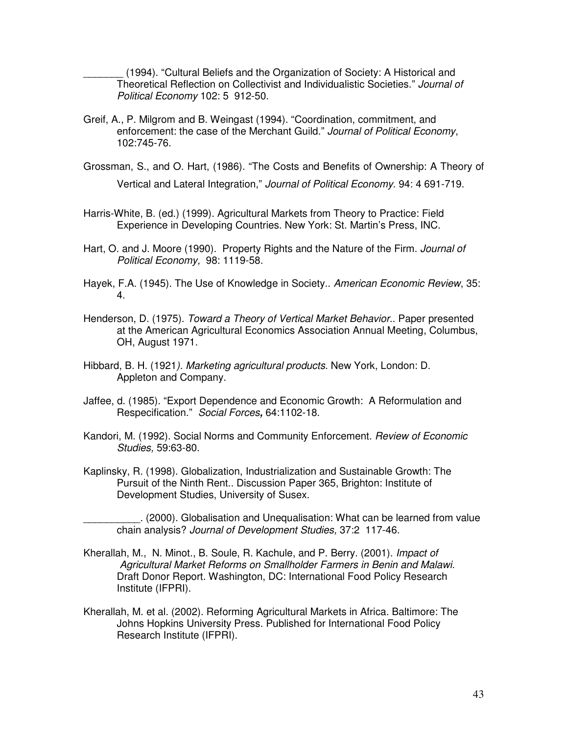_______ (1994). "Cultural Beliefs and the Organization of Society: A Historical and Theoretical Reflection on Collectivist and Individualistic Societies." *Journal of Political Economy* 102: 5 912-50.

Greif, A., P. Milgrom and B. Weingast (1994). "Coordination, commitment, and enforcement: the case of the Merchant Guild." *Journal of Political Economy*, 102:745-76.

Grossman, S., and O. Hart, (1986). "The Costs and Benefits of Ownership: A Theory of Vertical and Lateral Integration," *Journal of Political Economy*. 94: 4 691-719.

Harris-White, B. (ed.) (1999). Agricultural Markets from Theory to Practice: Field Experience in Developing Countries. New York: St. Martin's Press, INC.

Hart, O. and J. Moore (1990). Property Rights and the Nature of the Firm. *Journal of Political Economy,* 98: 1119-58.

Hayek, F.A. (1945). The Use of Knowledge in Society.. *American Economic Review*, 35: 4.

Henderson, D. (1975). *Toward a Theory of Vertical Market Behavior*.. Paper presented at the American Agricultural Economics Association Annual Meeting, Columbus, OH, August 1971.

Hibbard, B. H. (1921*). Marketing agricultural products*. New York, London: D. Appleton and Company.

Jaffee, d. (1985). "Export Dependence and Economic Growth: A Reformulation and Respecification." *Social Forces,* 64:1102-18.

Kandori, M. (1992). Social Norms and Community Enforcement. *Review of Economic Studies,* 59:63-80.

Kaplinsky, R. (1998). Globalization, Industrialization and Sustainable Growth: The Pursuit of the Ninth Rent.. Discussion Paper 365, Brighton: Institute of Development Studies, University of Susex.

__________. (2000). Globalisation and Unequalisation: What can be learned from value chain analysis? *Journal of Development Studies,* 37:2 117-46.

Kherallah, M., N. Minot., B. Soule, R. Kachule, and P. Berry. (2001). *Impact of Agricultural Market Reforms on Smallholder Farmers in Benin and Malawi.* Draft Donor Report. Washington, DC: International Food Policy Research Institute (IFPRI).

Kherallah, M. et al. (2002). Reforming Agricultural Markets in Africa. Baltimore: The Johns Hopkins University Press. Published for International Food Policy Research Institute (IFPRI).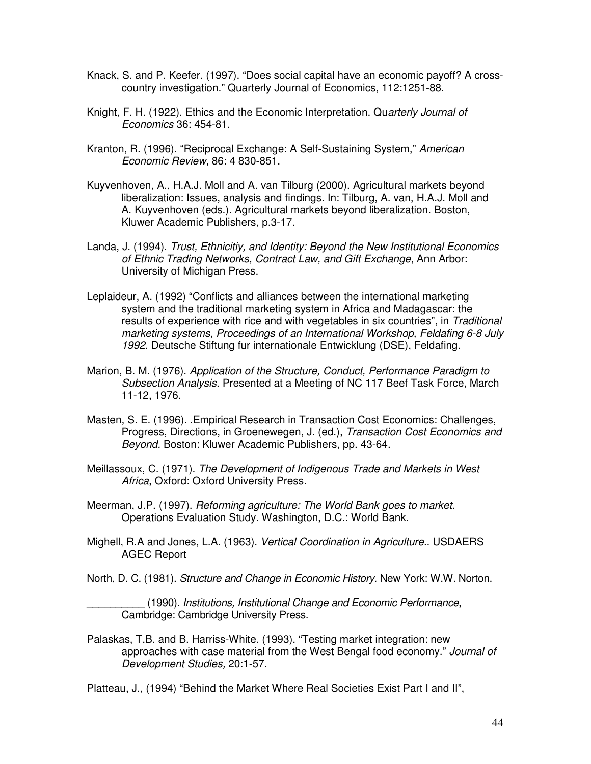Knack, S. and P. Keefer. (1997). “Does social capital have an economic payoff? A cross-country investigation.” Quarterly Journal of Economics, 112:1251-88.

Knight, F. H. (1922). Ethics and the Economic Interpretation. Qu*arterly Journal of Economics* 36: 454-81.

Kranton, R. (1996). “Reciprocal Exchange: A Self-Sustaining System,” *American Economic Review*, 86: 4 830-851.

Kuyvenhoven, A., H.A.J. Moll and A. van Tilburg (2000). Agricultural markets beyond liberalization: Issues, analysis and findings. In: Tilburg, A. van, H.A.J. Moll and A. Kuyvenhoven (eds.). Agricultural markets beyond liberalization. Boston, Kluwer Academic Publishers, p.3-17.

Landa, J. (1994). *Trust, Ethnicitiy, and Identity: Beyond the New Institutional Economics of Ethnic Trading Networks, Contract Law, and Gift Exchange*, Ann Arbor: University of Michigan Press.

Leplaideur, A. (1992) “Conflicts and alliances between the international marketing system and the traditional marketing system in Africa and Madagascar: the results of experience with rice and with vegetables in six countries”, in *Traditional marketing systems, Proceedings of an International Workshop, Feldafing 6-8 July 1992*. Deutsche Stiftung fur internationale Entwicklung (DSE), Feldafing.

Marion, B. M. (1976). *Application of the Structure, Conduct, Performance Paradigm to Subsection Analysis.* Presented at a Meeting of NC 117 Beef Task Force, March 11-12, 1976.

Masten, S. E. (1996). .Empirical Research in Transaction Cost Economics: Challenges, Progress, Directions, in Groenewegen, J. (ed.), *Transaction Cost Economics and Beyond*. Boston: Kluwer Academic Publishers, pp. 43-64.

Meillassoux, C. (1971). *The Development of Indigenous Trade and Markets in West Africa*, Oxford: Oxford University Press.

Meerman, J.P. (1997). *Reforming agriculture: The World Bank goes to market*. Operations Evaluation Study. Washington, D.C.: World Bank.

Mighell, R.A and Jones, L.A. (1963). *Vertical Coordination in Agriculture*.. USDAERS AGEC Report

North, D. C. (1981). *Structure and Change in Economic History.* New York: W.W. Norton.

__________ (1990). *Institutions, Institutional Change and Economic Performance*, Cambridge: Cambridge University Press.

Palaskas, T.B. and B. Harriss-White. (1993). “Testing market integration: new approaches with case material from the West Bengal food economy.” *Journal of Development Studies,* 20:1-57.

Platteau, J., (1994) “Behind the Market Where Real Societies Exist Part I and II”,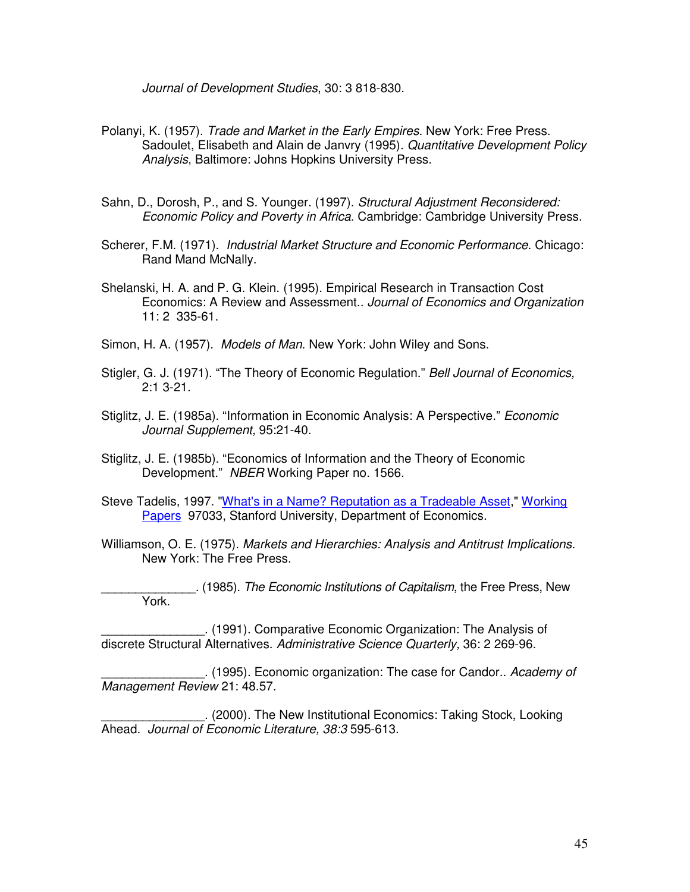*Journal of Development Studies*, 30: 3 818-830.

Polanyi, K. (1957). *Trade and Market in the Early Empires*. New York: Free Press. Sadoulet, Elisabeth and Alain de Janvry (1995). *Quantitative Development Policy Analysis*, Baltimore: Johns Hopkins University Press.

Sahn, D., Dorosh, P., and S. Younger. (1997). *Structural Adjustment Reconsidered: Economic Policy and Poverty in Africa.* Cambridge: Cambridge University Press.

Scherer, F.M. (1971). *Industrial Market Structure and Economic Performance*. Chicago: Rand Mand McNally.

Shelanski, H. A. and P. G. Klein. (1995). Empirical Research in Transaction Cost Economics: A Review and Assessment.. *Journal of Economics and Organization* 11: 2 335-61.

Simon, H. A. (1957). *Models of Man.* New York: John Wiley and Sons.

Stigler, G. J. (1971). "The Theory of Economic Regulation." *Bell Journal of Economics,* 2:1 3-21.

Stiglitz, J. E. (1985a). "Information in Economic Analysis: A Perspective." *Economic Journal Supplement,* 95:21-40.

Stiglitz, J. E. (1985b). "Economics of Information and the Theory of Economic Development." *NBER* Working Paper no. 1566.

Steve Tadelis, 1997. "What's in a Name? Reputation as a Tradeable Asset," Working Papers 97033, Stanford University, Department of Economics.

Williamson, O. E. (1975). *Markets and Hierarchies: Analysis and Antitrust Implications.* New York: The Free Press.

______________. (1985). *The Economic Institutions of Capitalism*, the Free Press, New York.

_______________. (1991). Comparative Economic Organization: The Analysis of discrete Structural Alternatives. *Administrative Science Quarterly,* 36: 2 269-96.

_______________. (1995). Economic organization: The case for Candor.. *Academy of Management Review* 21: 48.57.

_______________. (2000). The New Institutional Economics: Taking Stock, Looking Ahead. *Journal of Economic Literature, 38:3* 595-613.